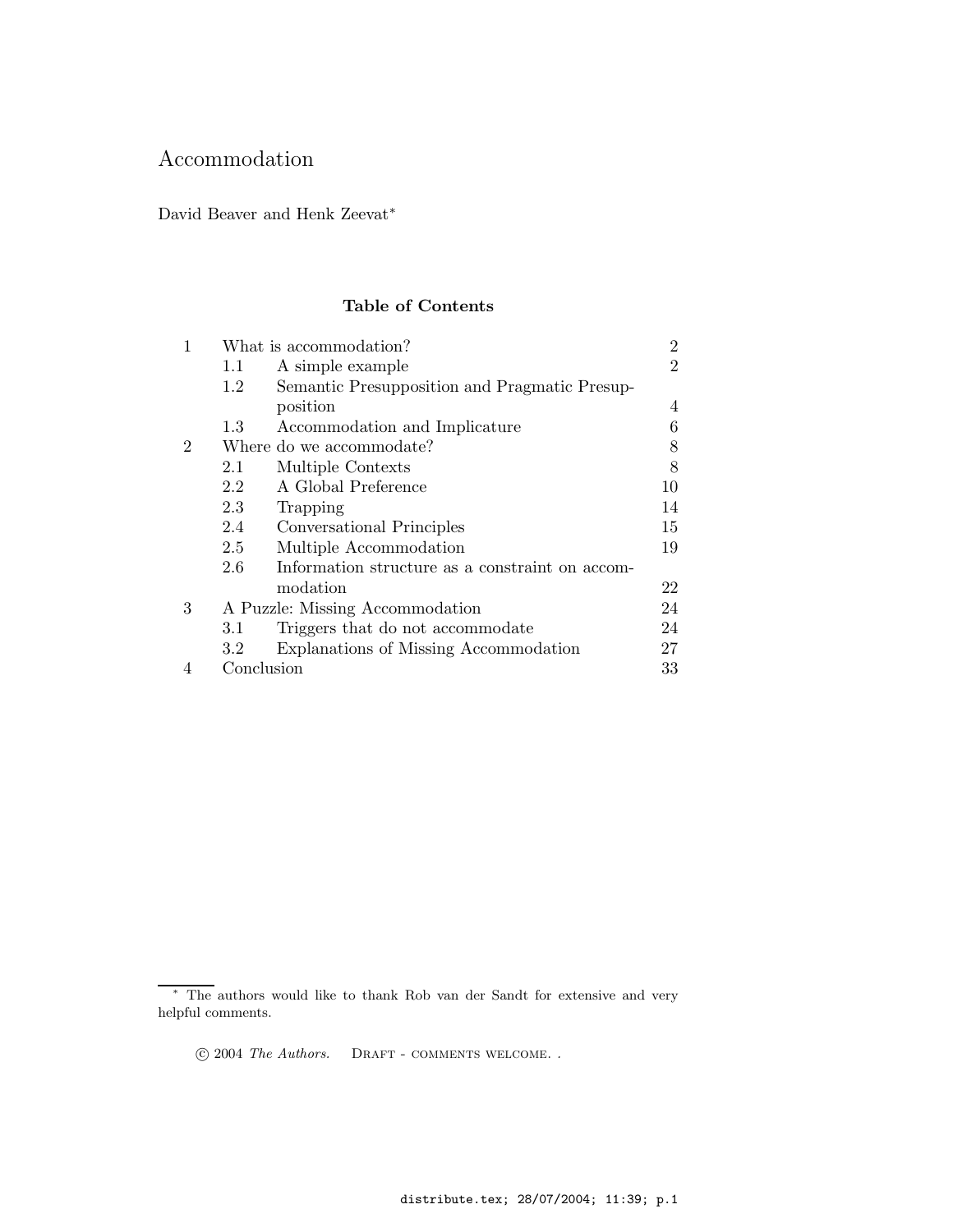# Accommodation

David Beaver and Henk Zeevat[*]

## Table of Contents

| | | | |
|---|---|---|---|
| 1 | What is accommodation? | | 2 |
| | 1.1 | A simple example | 2 |
| | 1.2 | Semantic Presupposition and Pragmatic Presupposition | 4 |
| | 1.3 | Accommodation and Implicature | 6 |
| 2 | Where do we accommodate? | | 8 |
| | 2.1 | Multiple Contexts | 8 |
| | 2.2 | A Global Preference | 10 |
| | 2.3 | Trapping | 14 |
| | 2.4 | Conversational Principles | 15 |
| | 2.5 | Multiple Accommodation | 19 |
| | 2.6 | Information structure as a constraint on accommodation | 22 |
| 3 | A Puzzle: Missing Accommodation | | 24 |
| | 3.1 | Triggers that do not accommodate | 24 |
| | 3.2 | Explanations of Missing Accommodation | 27 |
| 4 | Conclusion | | 33 |

[*] The authors would like to thank Rob van der Sandt for extensive and very helpful comments.

© 2004 *The Authors.* DRAFT - COMMENTS WELCOME. .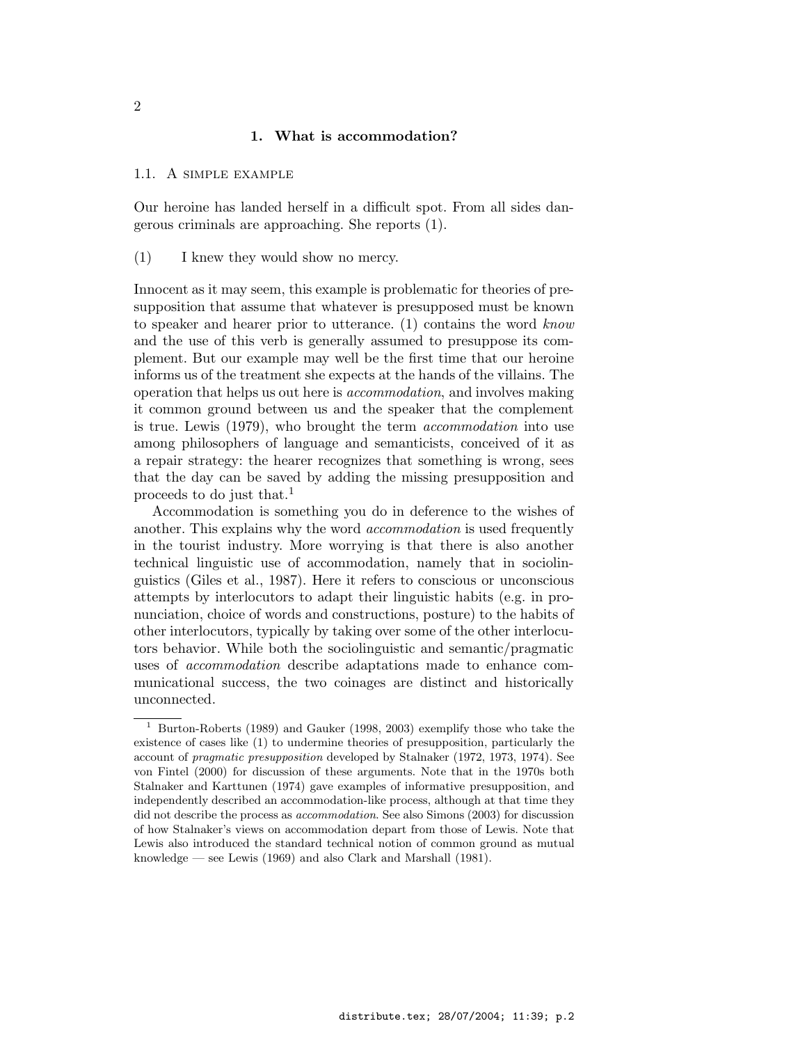## 1. What is accommodation?

### 1.1. A simple example

Our heroine has landed herself in a difficult spot. From all sides dangerous criminals are approaching. She reports (1).

(1) I knew they would show no mercy.

Innocent as it may seem, this example is problematic for theories of presupposition that assume that whatever is presupposed must be known to speaker and hearer prior to utterance. (1) contains the word *know* and the use of this verb is generally assumed to presuppose its complement. But our example may well be the first time that our heroine informs us of the treatment she expects at the hands of the villains. The operation that helps us out here is *accommodation*, and involves making it common ground between us and the speaker that the complement is true. Lewis (1979), who brought the term *accommodation* into use among philosophers of language and semanticists, conceived of it as a repair strategy: the hearer recognizes that something is wrong, sees that the day can be saved by adding the missing presupposition and proceeds to do just that.[1]

Accommodation is something you do in deference to the wishes of another. This explains why the word *accommodation* is used frequently in the tourist industry. More worrying is that there is also another technical linguistic use of accommodation, namely that in sociolinguistics (Giles et al., 1987). Here it refers to conscious or unconscious attempts by interlocutors to adapt their linguistic habits (e.g. in pronunciation, choice of words and constructions, posture) to the habits of other interlocutors, typically by taking over some of the other interlocutors behavior. While both the sociolinguistic and semantic/pragmatic uses of *accommodation* describe adaptations made to enhance communicational success, the two coinages are distinct and historically unconnected.

---

[1] Burton-Roberts (1989) and Gauker (1998, 2003) exemplify those who take the existence of cases like (1) to undermine theories of presupposition, particularly the account of *pragmatic presupposition* developed by Stalnaker (1972, 1973, 1974). See von Fintel (2000) for discussion of these arguments. Note that in the 1970s both Stalnaker and Karttunen (1974) gave examples of informative presupposition, and independently described an accommodation-like process, although at that time they did not describe the process as *accommodation*. See also Simons (2003) for discussion of how Stalnaker's views on accommodation depart from those of Lewis. Note that Lewis also introduced the standard technical notion of common ground as mutual knowledge — see Lewis (1969) and also Clark and Marshall (1981).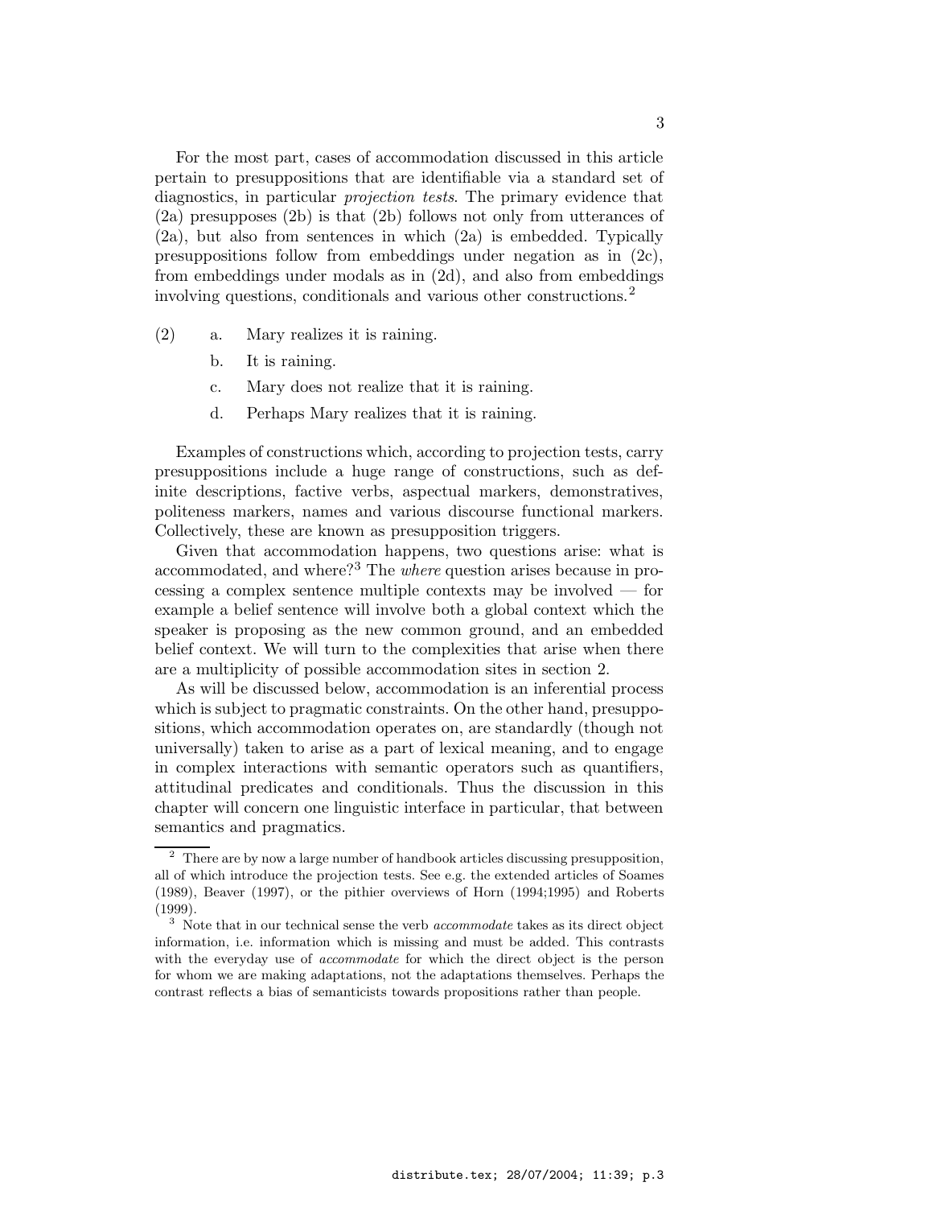For the most part, cases of accommodation discussed in this article pertain to presuppositions that are identifiable via a standard set of diagnostics, in particular *projection tests*. The primary evidence that (2a) presupposes (2b) is that (2b) follows not only from utterances of (2a), but also from sentences in which (2a) is embedded. Typically presuppositions follow from embeddings under negation as in (2c), from embeddings under modals as in (2d), and also from embeddings involving questions, conditionals and various other constructions.[2]

(2) a. Mary realizes it is raining.

b. It is raining.

c. Mary does not realize that it is raining.

d. Perhaps Mary realizes that it is raining.

Examples of constructions which, according to projection tests, carry presuppositions include a huge range of constructions, such as definite descriptions, factive verbs, aspectual markers, demonstratives, politeness markers, names and various discourse functional markers. Collectively, these are known as presupposition triggers.

Given that accommodation happens, two questions arise: what is accommodated, and where?[3] The *where* question arises because in processing a complex sentence multiple contexts may be involved — for example a belief sentence will involve both a global context which the speaker is proposing as the new common ground, and an embedded belief context. We will turn to the complexities that arise when there are a multiplicity of possible accommodation sites in section 2.

As will be discussed below, accommodation is an inferential process which is subject to pragmatic constraints. On the other hand, presuppositions, which accommodation operates on, are standardly (though not universally) taken to arise as a part of lexical meaning, and to engage in complex interactions with semantic operators such as quantifiers, attitudinal predicates and conditionals. Thus the discussion in this chapter will concern one linguistic interface in particular, that between semantics and pragmatics.

[2] There are by now a large number of handbook articles discussing presupposition, all of which introduce the projection tests. See e.g. the extended articles of Soames (1989), Beaver (1997), or the pithier overviews of Horn (1994;1995) and Roberts (1999).

[3] Note that in our technical sense the verb *accommodate* takes as its direct object information, i.e. information which is missing and must be added. This contrasts with the everyday use of *accommodate* for which the direct object is the person for whom we are making adaptations, not the adaptations themselves. Perhaps the contrast reflects a bias of semanticists towards propositions rather than people.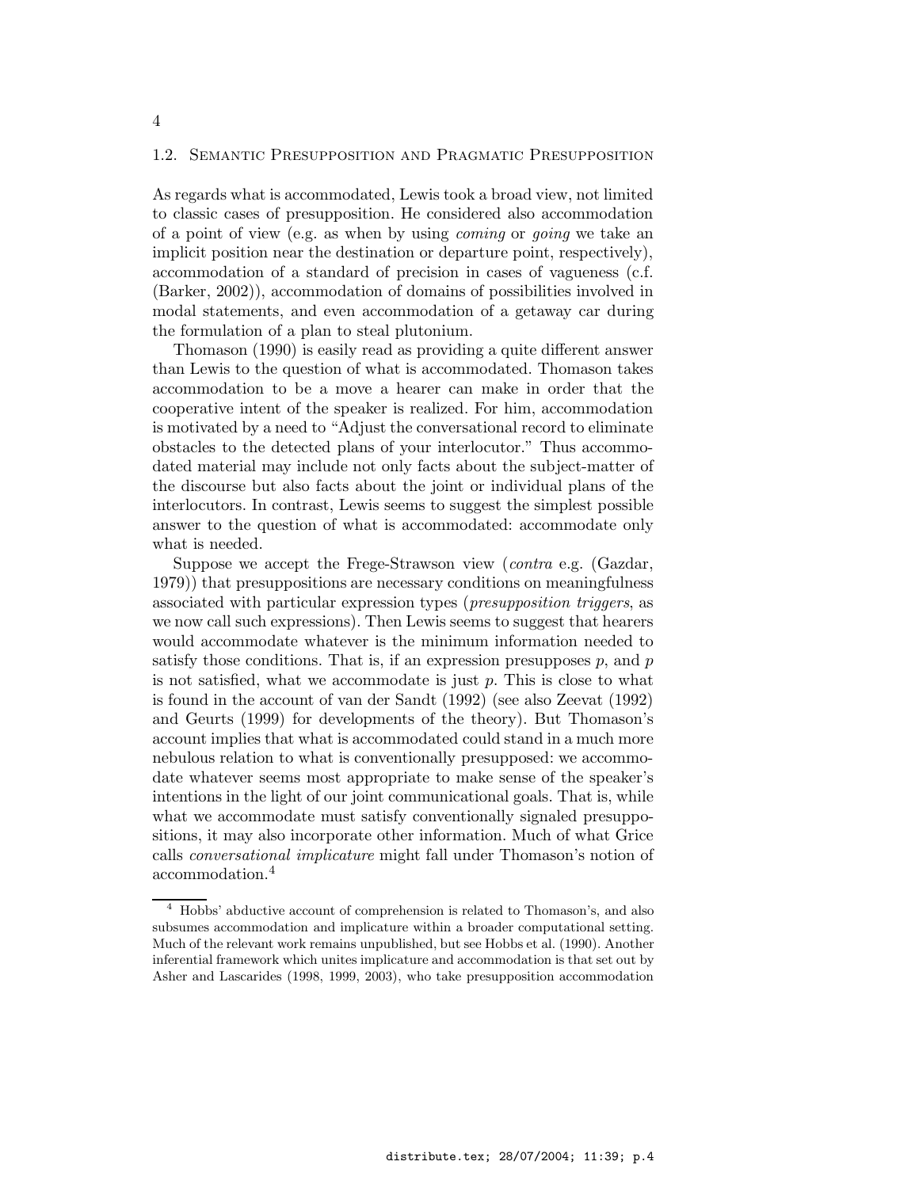## 1.2. Semantic Presupposition and Pragmatic Presupposition

As regards what is accommodated, Lewis took a broad view, not limited to classic cases of presupposition. He considered also accommodation of a point of view (e.g. as when by using *coming* or *going* we take an implicit position near the destination or departure point, respectively), accommodation of a standard of precision in cases of vagueness (c.f. (Barker, 2002)), accommodation of domains of possibilities involved in modal statements, and even accommodation of a getaway car during the formulation of a plan to steal plutonium.

Thomason (1990) is easily read as providing a quite different answer than Lewis to the question of what is accommodated. Thomason takes accommodation to be a move a hearer can make in order that the cooperative intent of the speaker is realized. For him, accommodation is motivated by a need to "Adjust the conversational record to eliminate obstacles to the detected plans of your interlocutor." Thus accommodated material may include not only facts about the subject-matter of the discourse but also facts about the joint or individual plans of the interlocutors. In contrast, Lewis seems to suggest the simplest possible answer to the question of what is accommodated: accommodate only what is needed.

Suppose we accept the Frege-Strawson view (*contra* e.g. (Gazdar, 1979)) that presuppositions are necessary conditions on meaningfulness associated with particular expression types (*presupposition triggers*, as we now call such expressions). Then Lewis seems to suggest that hearers would accommodate whatever is the minimum information needed to satisfy those conditions. That is, if an expression presupposes $p$, and $p$ is not satisfied, what we accommodate is just $p$. This is close to what is found in the account of van der Sandt (1992) (see also Zeevat (1992) and Geurts (1999) for developments of the theory). But Thomason's account implies that what is accommodated could stand in a much more nebulous relation to what is conventionally presupposed: we accommodate whatever seems most appropriate to make sense of the speaker's intentions in the light of our joint communicational goals. That is, while what we accommodate must satisfy conventionally signaled presuppositions, it may also incorporate other information. Much of what Grice calls *conversational implicature* might fall under Thomason's notion of accommodation.[4]

[4] Hobbs' abductive account of comprehension is related to Thomason's, and also subsumes accommodation and implicature within a broader computational setting. Much of the relevant work remains unpublished, but see Hobbs et al. (1990). Another inferential framework which unites implicature and accommodation is that set out by Asher and Lascarides (1998, 1999, 2003), who take presupposition accommodation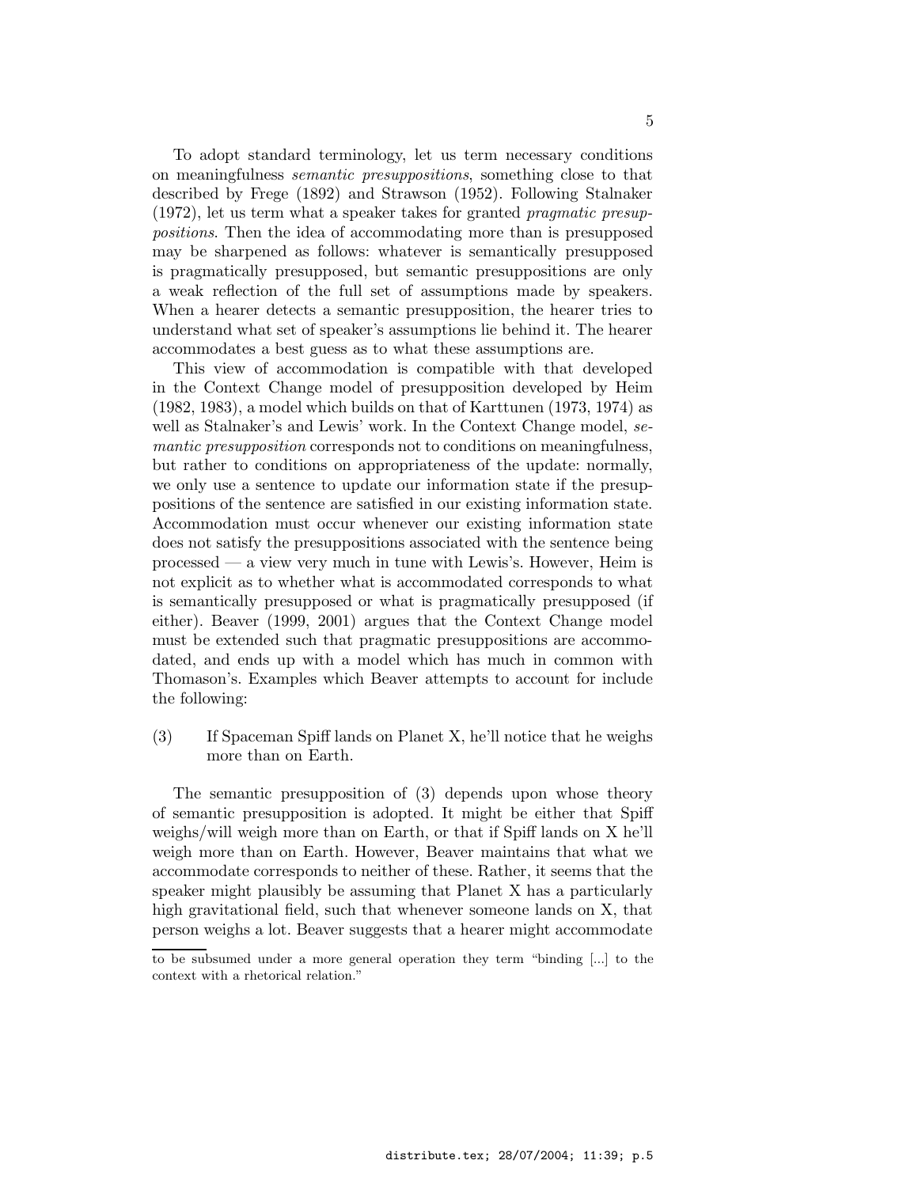To adopt standard terminology, let us term necessary conditions on meaningfulness *semantic presuppositions*, something close to that described by Frege (1892) and Strawson (1952). Following Stalnaker (1972), let us term what a speaker takes for granted *pragmatic presuppositions*. Then the idea of accommodating more than is presupposed may be sharpened as follows: whatever is semantically presupposed is pragmatically presupposed, but semantic presuppositions are only a weak reflection of the full set of assumptions made by speakers. When a hearer detects a semantic presupposition, the hearer tries to understand what set of speaker's assumptions lie behind it. The hearer accommodates a best guess as to what these assumptions are.

This view of accommodation is compatible with that developed in the Context Change model of presupposition developed by Heim (1982, 1983), a model which builds on that of Karttunen (1973, 1974) as well as Stalnaker's and Lewis' work. In the Context Change model, *semantic presupposition* corresponds not to conditions on meaningfulness, but rather to conditions on appropriateness of the update: normally, we only use a sentence to update our information state if the presuppositions of the sentence are satisfied in our existing information state. Accommodation must occur whenever our existing information state does not satisfy the presuppositions associated with the sentence being processed — a view very much in tune with Lewis's. However, Heim is not explicit as to whether what is accommodated corresponds to what is semantically presupposed or what is pragmatically presupposed (if either). Beaver (1999, 2001) argues that the Context Change model must be extended such that pragmatic presuppositions are accommodated, and ends up with a model which has much in common with Thomason's. Examples which Beaver attempts to account for include the following:

(3) If Spaceman Spiff lands on Planet X, he'll notice that he weighs more than on Earth.

The semantic presupposition of (3) depends upon whose theory of semantic presupposition is adopted. It might be either that Spiff weighs/will weigh more than on Earth, or that if Spiff lands on X he'll weigh more than on Earth. However, Beaver maintains that what we accommodate corresponds to neither of these. Rather, it seems that the speaker might plausibly be assuming that Planet X has a particularly high gravitational field, such that whenever someone lands on X, that person weighs a lot. Beaver suggests that a hearer might accommodate

to be subsumed under a more general operation they term "binding [...] to the context with a rhetorical relation."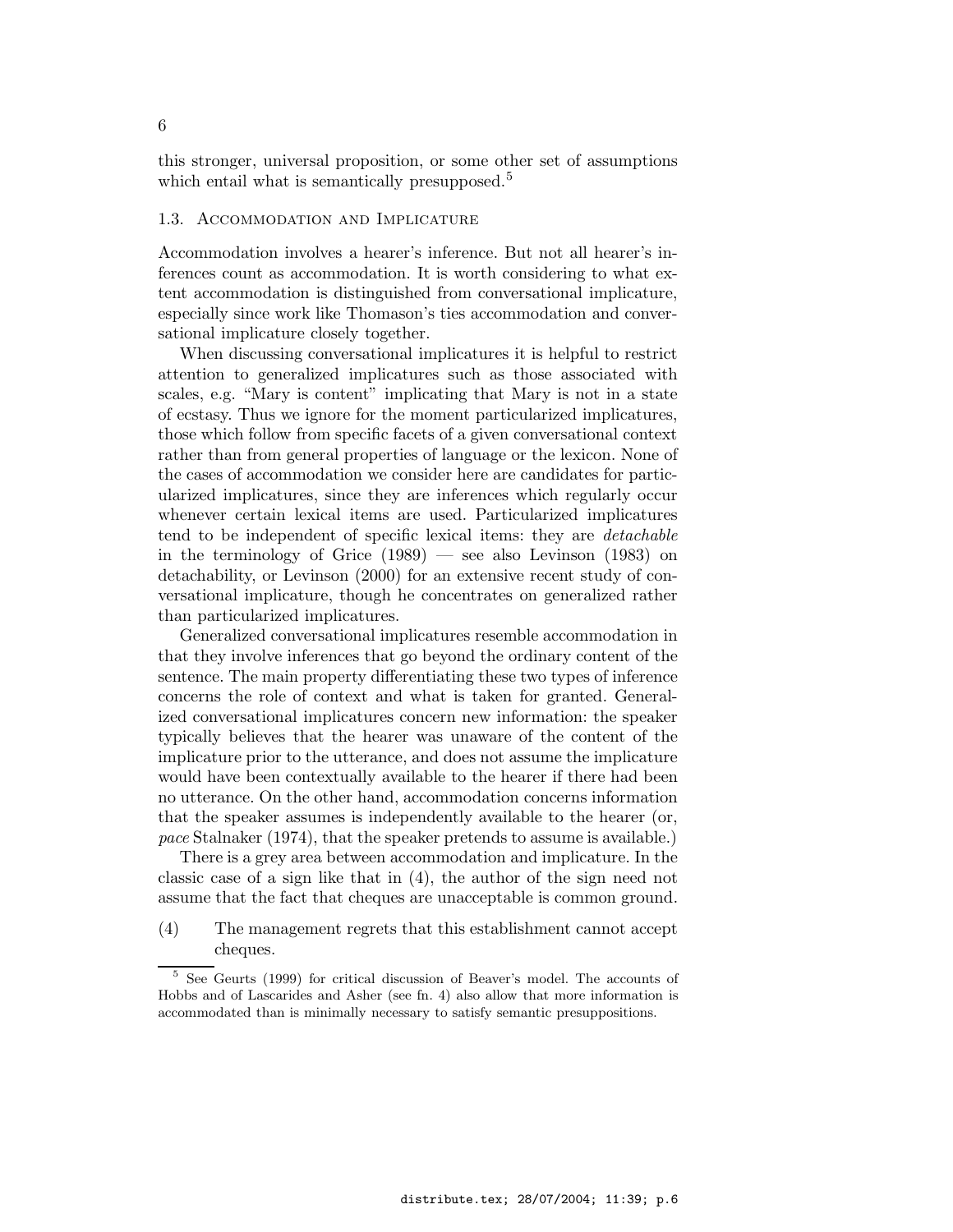this stronger, universal proposition, or some other set of assumptions which entail what is semantically presupposed.[5]

### 1.3. Accommodation and Implicature

Accommodation involves a hearer's inference. But not all hearer's inferences count as accommodation. It is worth considering to what extent accommodation is distinguished from conversational implicature, especially since work like Thomason's ties accommodation and conversational implicature closely together.

When discussing conversational implicatures it is helpful to restrict attention to generalized implicatures such as those associated with scales, e.g. "Mary is content" implicating that Mary is not in a state of ecstasy. Thus we ignore for the moment particularized implicatures, those which follow from specific facets of a given conversational context rather than from general properties of language or the lexicon. None of the cases of accommodation we consider here are candidates for particularized implicatures, since they are inferences which regularly occur whenever certain lexical items are used. Particularized implicatures tend to be independent of specific lexical items: they are *detachable* in the terminology of Grice (1989) — see also Levinson (1983) on detachability, or Levinson (2000) for an extensive recent study of conversational implicature, though he concentrates on generalized rather than particularized implicatures.

Generalized conversational implicatures resemble accommodation in that they involve inferences that go beyond the ordinary content of the sentence. The main property differentiating these two types of inference concerns the role of context and what is taken for granted. Generalized conversational implicatures concern new information: the speaker typically believes that the hearer was unaware of the content of the implicature prior to the utterance, and does not assume the implicature would have been contextually available to the hearer if there had been no utterance. On the other hand, accommodation concerns information that the speaker assumes is independently available to the hearer (or, *pace* Stalnaker (1974), that the speaker pretends to assume is available.)

There is a grey area between accommodation and implicature. In the classic case of a sign like that in (4), the author of the sign need not assume that the fact that cheques are unacceptable is common ground.

(4) The management regrets that this establishment cannot accept cheques.

[5] See Geurts (1999) for critical discussion of Beaver's model. The accounts of Hobbs and of Lascarides and Asher (see fn. 4) also allow that more information is accommodated than is minimally necessary to satisfy semantic presuppositions.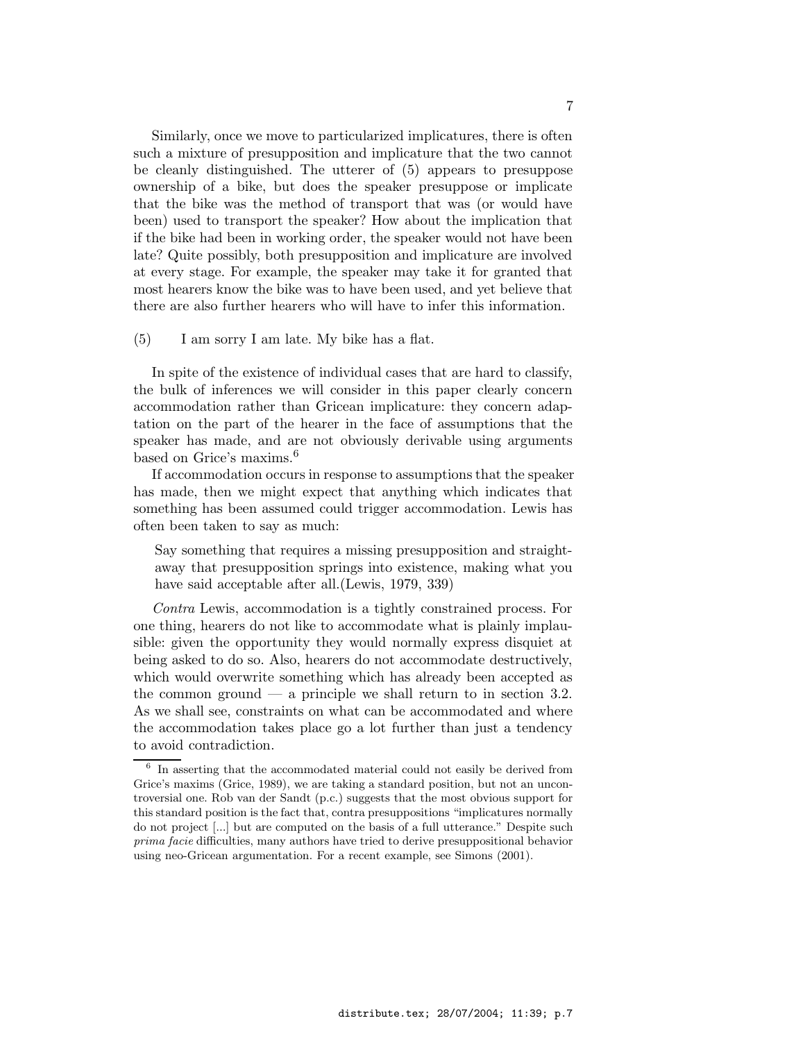Similarly, once we move to particularized implicatures, there is often such a mixture of presupposition and implicature that the two cannot be cleanly distinguished. The utterer of (5) appears to presuppose ownership of a bike, but does the speaker presuppose or implicate that the bike was the method of transport that was (or would have been) used to transport the speaker? How about the implication that if the bike had been in working order, the speaker would not have been late? Quite possibly, both presupposition and implicature are involved at every stage. For example, the speaker may take it for granted that most hearers know the bike was to have been used, and yet believe that there are also further hearers who will have to infer this information.

(5) I am sorry I am late. My bike has a flat.

In spite of the existence of individual cases that are hard to classify, the bulk of inferences we will consider in this paper clearly concern accommodation rather than Gricean implicature: they concern adaptation on the part of the hearer in the face of assumptions that the speaker has made, and are not obviously derivable using arguments based on Grice's maxims.[6]

If accommodation occurs in response to assumptions that the speaker has made, then we might expect that anything which indicates that something has been assumed could trigger accommodation. Lewis has often been taken to say as much:

> Say something that requires a missing presupposition and straightaway that presupposition springs into existence, making what you have said acceptable after all.(Lewis, 1979, 339)

*Contra* Lewis, accommodation is a tightly constrained process. For one thing, hearers do not like to accommodate what is plainly implausible: given the opportunity they would normally express disquiet at being asked to do so. Also, hearers do not accommodate destructively, which would overwrite something which has already been accepted as the common ground — a principle we shall return to in section 3.2. As we shall see, constraints on what can be accommodated and where the accommodation takes place go a lot further than just a tendency to avoid contradiction.

[6] In asserting that the accommodated material could not easily be derived from Grice's maxims (Grice, 1989), we are taking a standard position, but not an uncontroversial one. Rob van der Sandt (p.c.) suggests that the most obvious support for this standard position is the fact that, contra presuppositions "implicatures normally do not project [...] but are computed on the basis of a full utterance." Despite such *prima facie* difficulties, many authors have tried to derive presuppositional behavior using neo-Gricean argumentation. For a recent example, see Simons (2001).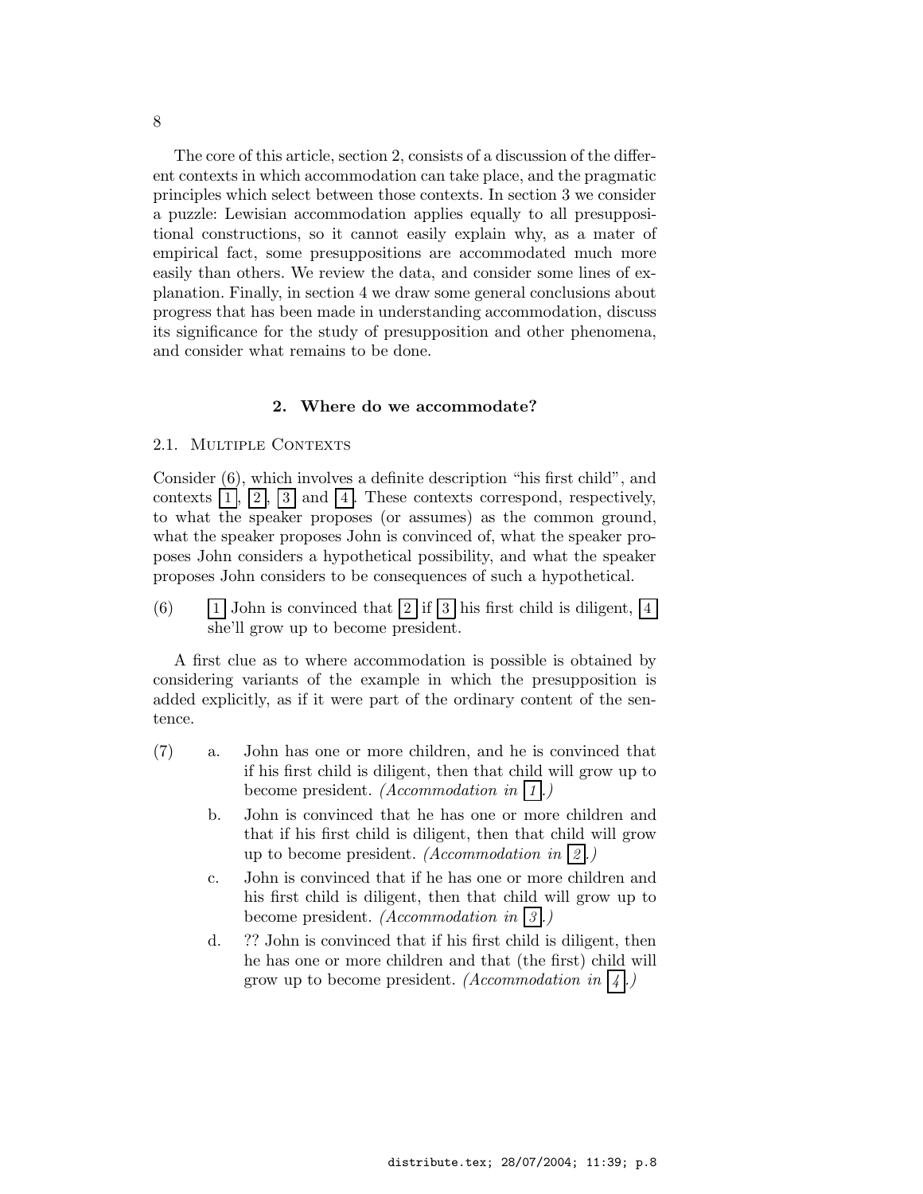The core of this article, section 2, consists of a discussion of the different contexts in which accommodation can take place, and the pragmatic principles which select between those contexts. In section 3 we consider a puzzle: Lewisian accommodation applies equally to all presuppositional constructions, so it cannot easily explain why, as a mater of empirical fact, some presuppositions are accommodated much more easily than others. We review the data, and consider some lines of explanation. Finally, in section 4 we draw some general conclusions about progress that has been made in understanding accommodation, discuss its significance for the study of presupposition and other phenomena, and consider what remains to be done.

## 2. Where do we accommodate?

### 2.1. Multiple Contexts

Consider (6), which involves a definite description "his first child", and contexts [1], [2], [3] and [4]. These contexts correspond, respectively, to what the speaker proposes (or assumes) as the common ground, what the speaker proposes John is convinced of, what the speaker proposes John considers a hypothetical possibility, and what the speaker proposes John considers to be consequences of such a hypothetical.

(6) [1] John is convinced that [2] if [3] his first child is diligent, [4] she'll grow up to become president.

A first clue as to where accommodation is possible is obtained by considering variants of the example in which the presupposition is added explicitly, as if it were part of the ordinary content of the sentence.

(7) a. John has one or more children, and he is convinced that if his first child is diligent, then that child will grow up to become president. *(Accommodation in [1].)*

b. John is convinced that he has one or more children and that if his first child is diligent, then that child will grow up to become president. *(Accommodation in [2].)*

c. John is convinced that if he has one or more children and his first child is diligent, then that child will grow up to become president. *(Accommodation in [3].)*

d. ?? John is convinced that if his first child is diligent, then he has one or more children and that (the first) child will grow up to become president. *(Accommodation in [4].)*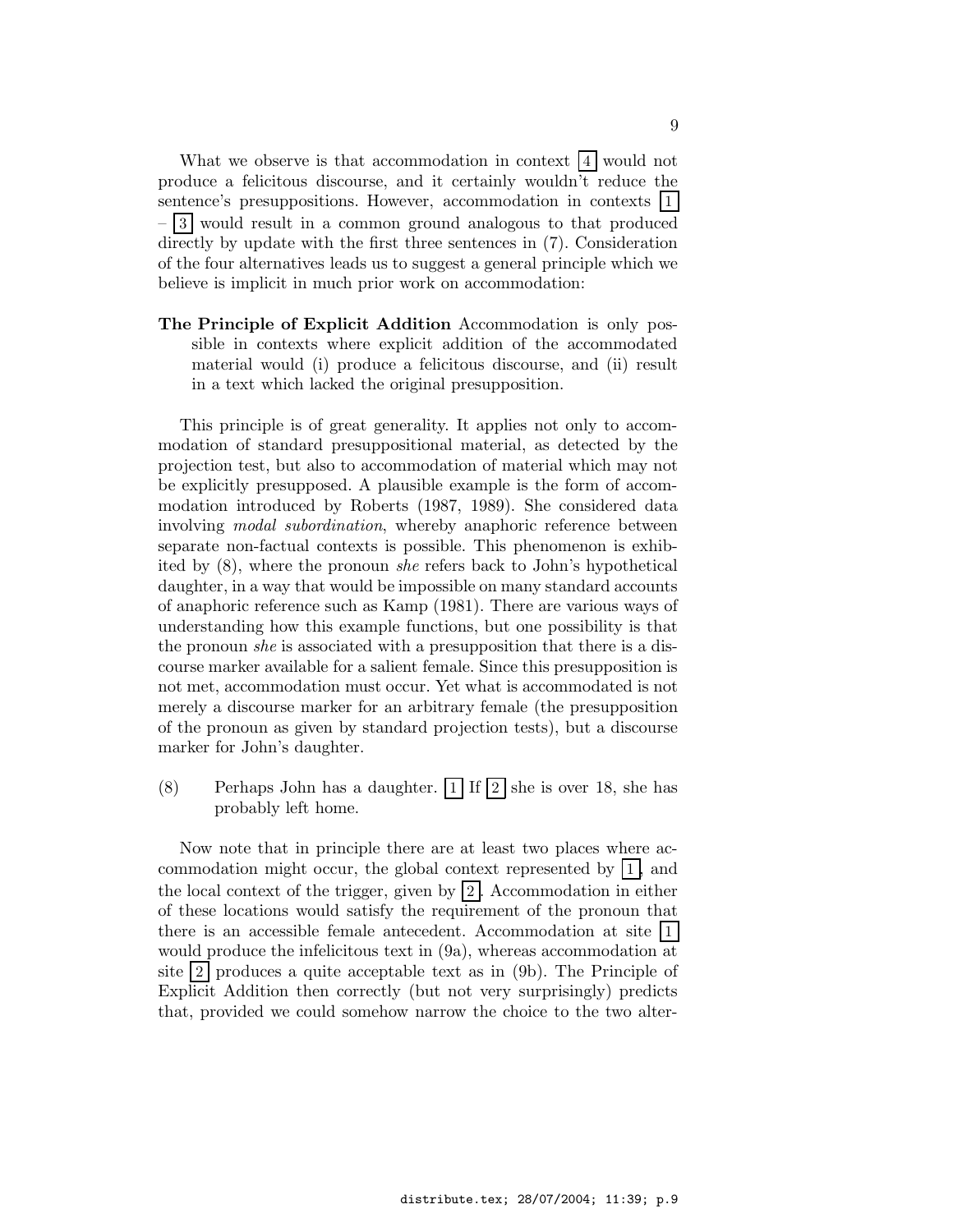What we observe is that accommodation in context [4] would not produce a felicitous discourse, and it certainly wouldn't reduce the sentence's presuppositions. However, accommodation in contexts [1] – [3] would result in a common ground analogous to that produced directly by update with the first three sentences in (7). Consideration of the four alternatives leads us to suggest a general principle which we believe is implicit in much prior work on accommodation:

**The Principle of Explicit Addition** Accommodation is only possible in contexts where explicit addition of the accommodated material would (i) produce a felicitous discourse, and (ii) result in a text which lacked the original presupposition.

This principle is of great generality. It applies not only to accommodation of standard presuppositional material, as detected by the projection test, but also to accommodation of material which may not be explicitly presupposed. A plausible example is the form of accommodation introduced by Roberts (1987, 1989). She considered data involving *modal subordination*, whereby anaphoric reference between separate non-factual contexts is possible. This phenomenon is exhibited by (8), where the pronoun *she* refers back to John's hypothetical daughter, in a way that would be impossible on many standard accounts of anaphoric reference such as Kamp (1981). There are various ways of understanding how this example functions, but one possibility is that the pronoun *she* is associated with a presupposition that there is a discourse marker available for a salient female. Since this presupposition is not met, accommodation must occur. Yet what is accommodated is not merely a discourse marker for an arbitrary female (the presupposition of the pronoun as given by standard projection tests), but a discourse marker for John's daughter.

(8) Perhaps John has a daughter. [1] If [2] she is over 18, she has probably left home.

Now note that in principle there are at least two places where accommodation might occur, the global context represented by [1], and the local context of the trigger, given by [2]. Accommodation in either of these locations would satisfy the requirement of the pronoun that there is an accessible female antecedent. Accommodation at site [1] would produce the infelicitous text in (9a), whereas accommodation at site [2] produces a quite acceptable text as in (9b). The Principle of Explicit Addition then correctly (but not very surprisingly) predicts that, provided we could somehow narrow the choice to the two alter-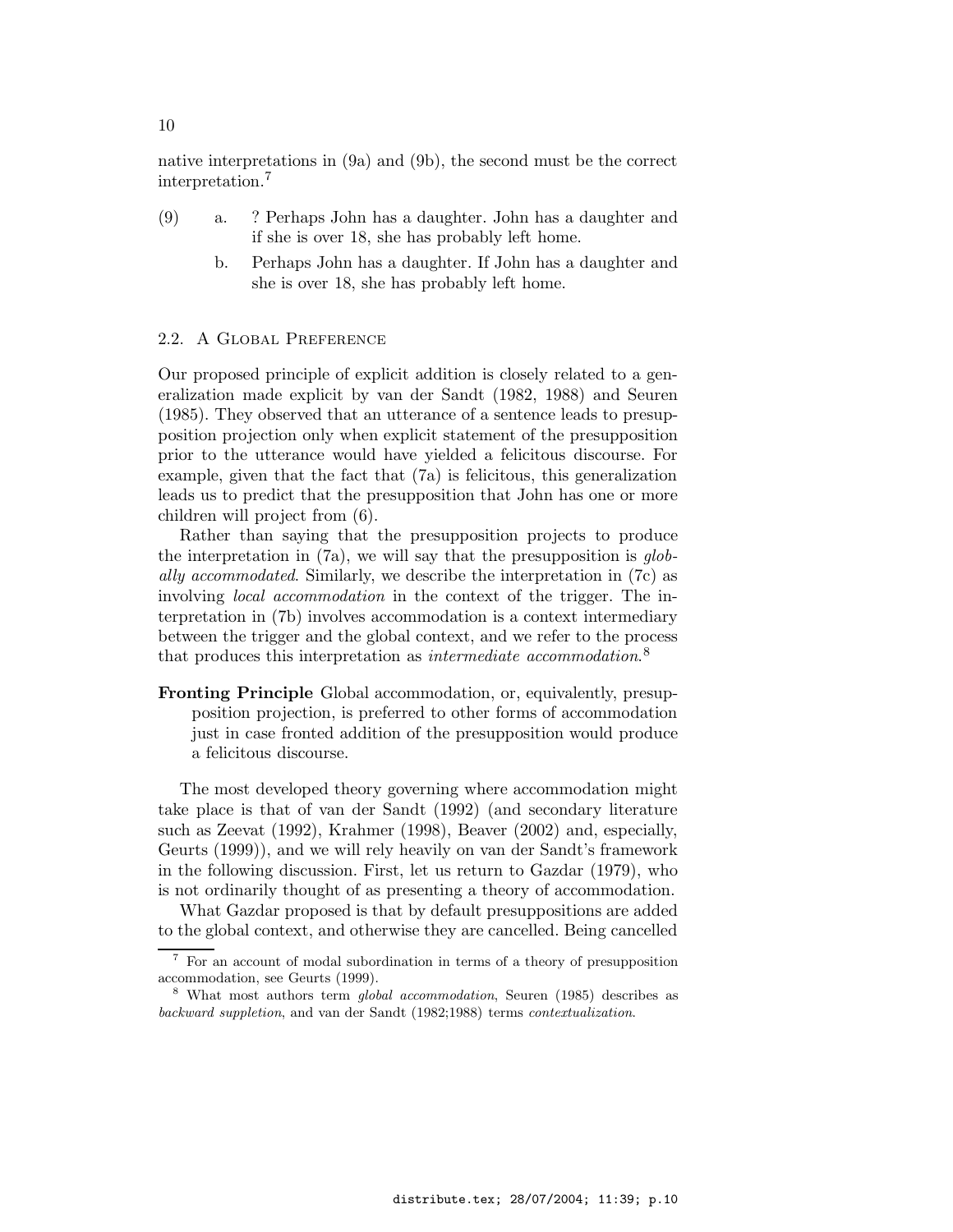native interpretations in (9a) and (9b), the second must be the correct interpretation.[7]

(9) a. ? Perhaps John has a daughter. John has a daughter and if she is over 18, she has probably left home.

b. Perhaps John has a daughter. If John has a daughter and she is over 18, she has probably left home.

### 2.2. A Global Preference

Our proposed principle of explicit addition is closely related to a generalization made explicit by van der Sandt (1982, 1988) and Seuren (1985). They observed that an utterance of a sentence leads to presupposition projection only when explicit statement of the presupposition prior to the utterance would have yielded a felicitous discourse. For example, given that the fact that (7a) is felicitous, this generalization leads us to predict that the presupposition that John has one or more children will project from (6).

Rather than saying that the presupposition projects to produce the interpretation in (7a), we will say that the presupposition is *globally accommodated*. Similarly, we describe the interpretation in (7c) as involving *local accommodation* in the context of the trigger. The interpretation in (7b) involves accommodation is a context intermediary between the trigger and the global context, and we refer to the process that produces this interpretation as *intermediate accommodation*.[8]

**Fronting Principle** Global accommodation, or, equivalently, presupposition projection, is preferred to other forms of accommodation just in case fronted addition of the presupposition would produce a felicitous discourse.

The most developed theory governing where accommodation might take place is that of van der Sandt (1992) (and secondary literature such as Zeevat (1992), Krahmer (1998), Beaver (2002) and, especially, Geurts (1999)), and we will rely heavily on van der Sandt's framework in the following discussion. First, let us return to Gazdar (1979), who is not ordinarily thought of as presenting a theory of accommodation.

What Gazdar proposed is that by default presuppositions are added to the global context, and otherwise they are cancelled. Being cancelled

[7] For an account of modal subordination in terms of a theory of presupposition accommodation, see Geurts (1999).

[8] What most authors term *global accommodation*, Seuren (1985) describes as *backward suppletion*, and van der Sandt (1982;1988) terms *contextualization*.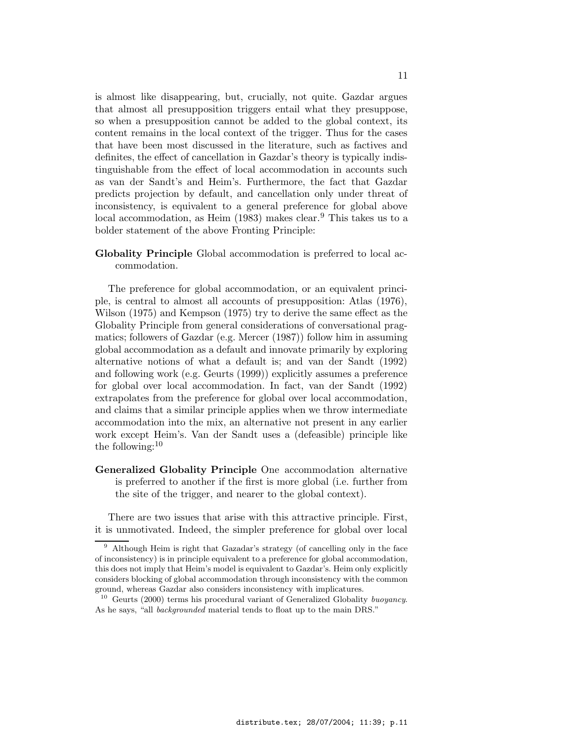is almost like disappearing, but, crucially, not quite. Gazdar argues that almost all presupposition triggers entail what they presuppose, so when a presupposition cannot be added to the global context, its content remains in the local context of the trigger. Thus for the cases that have been most discussed in the literature, such as factives and definites, the effect of cancellation in Gazdar's theory is typically indistinguishable from the effect of local accommodation in accounts such as van der Sandt's and Heim's. Furthermore, the fact that Gazdar predicts projection by default, and cancellation only under threat of inconsistency, is equivalent to a general preference for global above local accommodation, as Heim (1983) makes clear.[9] This takes us to a bolder statement of the above Fronting Principle:

**Globality Principle** Global accommodation is preferred to local accommodation.

The preference for global accommodation, or an equivalent principle, is central to almost all accounts of presupposition: Atlas (1976), Wilson (1975) and Kempson (1975) try to derive the same effect as the Globality Principle from general considerations of conversational pragmatics; followers of Gazdar (e.g. Mercer (1987)) follow him in assuming global accommodation as a default and innovate primarily by exploring alternative notions of what a default is; and van der Sandt (1992) and following work (e.g. Geurts (1999)) explicitly assumes a preference for global over local accommodation. In fact, van der Sandt (1992) extrapolates from the preference for global over local accommodation, and claims that a similar principle applies when we throw intermediate accommodation into the mix, an alternative not present in any earlier work except Heim's. Van der Sandt uses a (defeasible) principle like the following:[10]

**Generalized Globality Principle** One accommodation alternative is preferred to another if the first is more global (i.e. further from the site of the trigger, and nearer to the global context).

There are two issues that arise with this attractive principle. First, it is unmotivated. Indeed, the simpler preference for global over local

---

[9] Although Heim is right that Gazadar's strategy (of cancelling only in the face of inconsistency) is in principle equivalent to a preference for global accommodation, this does not imply that Heim's model is equivalent to Gazdar's. Heim only explicitly considers blocking of global accommodation through inconsistency with the common ground, whereas Gazdar also considers inconsistency with implicatures.

[10] Geurts (2000) terms his procedural variant of Generalized Globality *buoyancy*. As he says, "all *backgrounded* material tends to float up to the main DRS."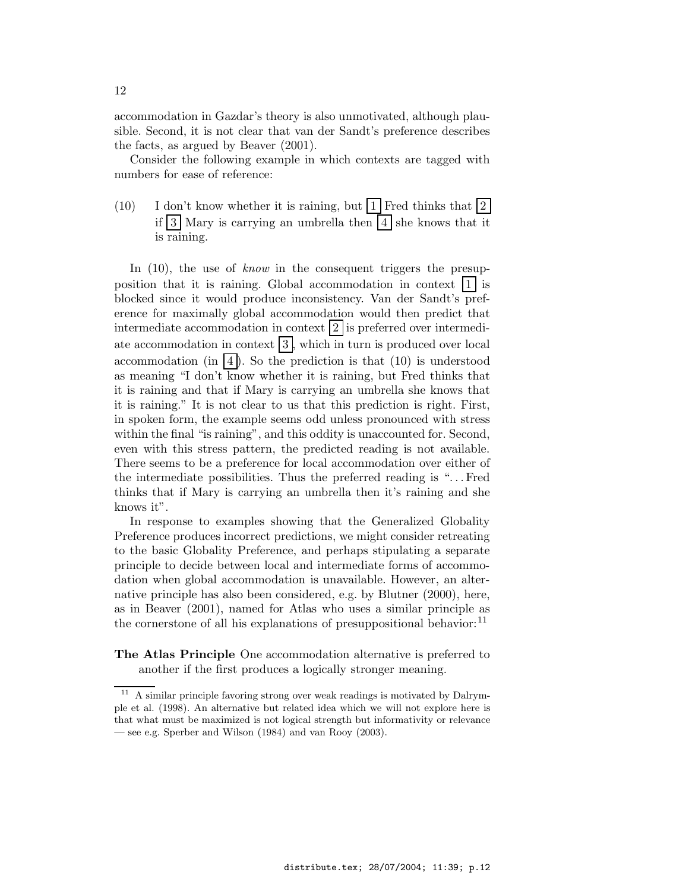accommodation in Gazdar's theory is also unmotivated, although plausible. Second, it is not clear that van der Sandt's preference describes the facts, as argued by Beaver (2001).

Consider the following example in which contexts are tagged with numbers for ease of reference:

(10) I don't know whether it is raining, but [1] Fred thinks that [2] if [3] Mary is carrying an umbrella then [4] she knows that it is raining.

In (10), the use of *know* in the consequent triggers the presupposition that it is raining. Global accommodation in context [1] is blocked since it would produce inconsistency. Van der Sandt's preference for maximally global accommodation would then predict that intermediate accommodation in context [2] is preferred over intermediate accommodation in context [3], which in turn is produced over local accommodation (in [4]). So the prediction is that (10) is understood as meaning "I don't know whether it is raining, but Fred thinks that it is raining and that if Mary is carrying an umbrella she knows that it is raining." It is not clear to us that this prediction is right. First, in spoken form, the example seems odd unless pronounced with stress within the final "is raining", and this oddity is unaccounted for. Second, even with this stress pattern, the predicted reading is not available. There seems to be a preference for local accommodation over either of the intermediate possibilities. Thus the preferred reading is "…Fred thinks that if Mary is carrying an umbrella then it's raining and she knows it".

In response to examples showing that the Generalized Globality Preference produces incorrect predictions, we might consider retreating to the basic Globality Preference, and perhaps stipulating a separate principle to decide between local and intermediate forms of accommodation when global accommodation is unavailable. However, an alternative principle has also been considered, e.g. by Blutner (2000), here, as in Beaver (2001), named for Atlas who uses a similar principle as the cornerstone of all his explanations of presuppositional behavior:[11]

**The Atlas Principle** One accommodation alternative is preferred to another if the first produces a logically stronger meaning.

[11] A similar principle favoring strong over weak readings is motivated by Dalrymple et al. (1998). An alternative but related idea which we will not explore here is that what must be maximized is not logical strength but informativity or relevance — see e.g. Sperber and Wilson (1984) and van Rooy (2003).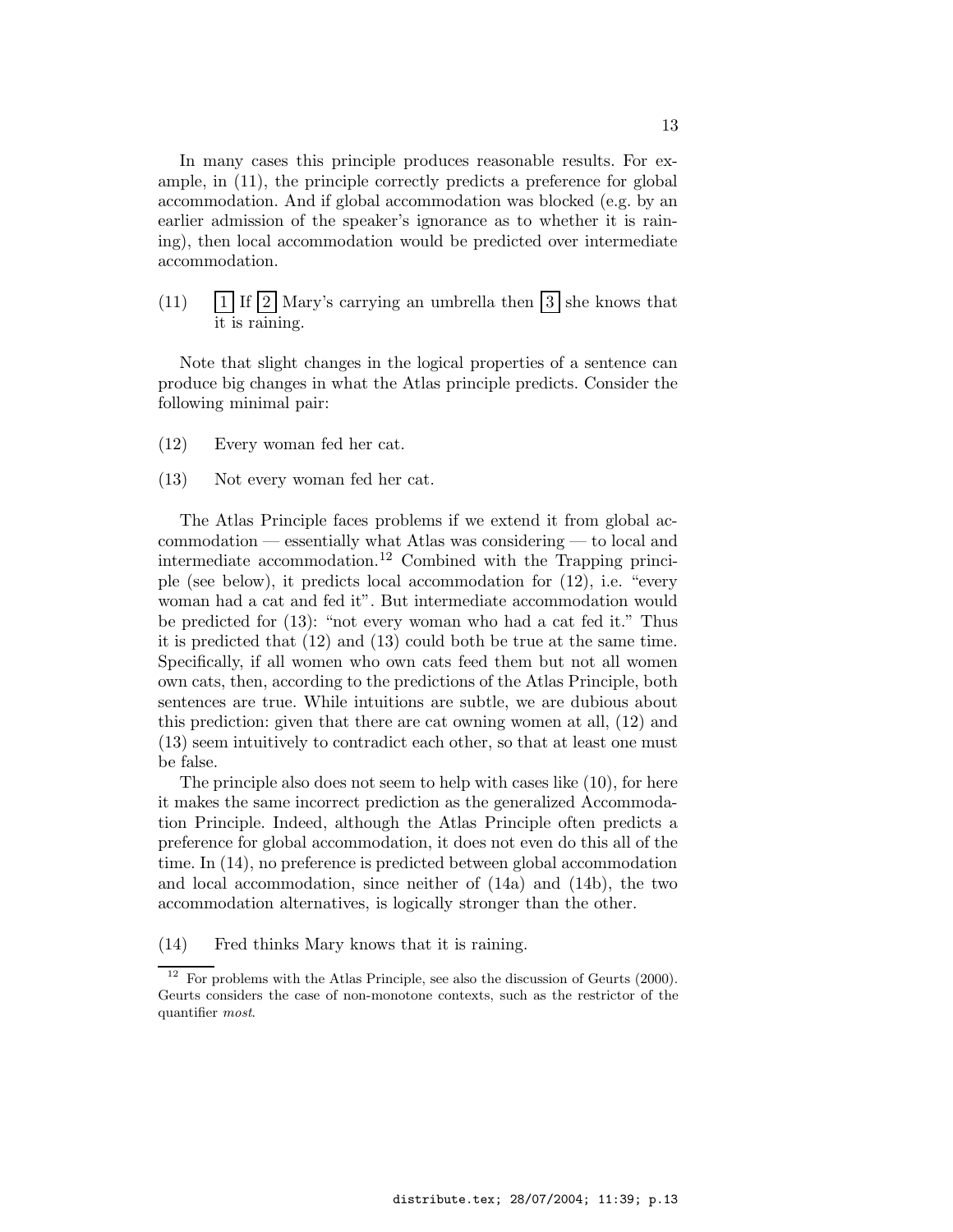In many cases this principle produces reasonable results. For example, in (11), the principle correctly predicts a preference for global accommodation. And if global accommodation was blocked (e.g. by an earlier admission of the speaker's ignorance as to whether it is raining), then local accommodation would be predicted over intermediate accommodation.

(11) [1] If [2] Mary's carrying an umbrella then [3] she knows that it is raining.

Note that slight changes in the logical properties of a sentence can produce big changes in what the Atlas principle predicts. Consider the following minimal pair:

(12) Every woman fed her cat.

(13) Not every woman fed her cat.

The Atlas Principle faces problems if we extend it from global accommodation — essentially what Atlas was considering — to local and intermediate accommodation.[12] Combined with the Trapping principle (see below), it predicts local accommodation for (12), i.e. "every woman had a cat and fed it". But intermediate accommodation would be predicted for (13): "not every woman who had a cat fed it." Thus it is predicted that (12) and (13) could both be true at the same time. Specifically, if all women who own cats feed them but not all women own cats, then, according to the predictions of the Atlas Principle, both sentences are true. While intuitions are subtle, we are dubious about this prediction: given that there are cat owning women at all, (12) and (13) seem intuitively to contradict each other, so that at least one must be false.

The principle also does not seem to help with cases like (10), for here it makes the same incorrect prediction as the generalized Accommodation Principle. Indeed, although the Atlas Principle often predicts a preference for global accommodation, it does not even do this all of the time. In (14), no preference is predicted between global accommodation and local accommodation, since neither of (14a) and (14b), the two accommodation alternatives, is logically stronger than the other.

(14) Fred thinks Mary knows that it is raining.

[12] For problems with the Atlas Principle, see also the discussion of Geurts (2000). Geurts considers the case of non-monotone contexts, such as the restrictor of the quantifier *most*.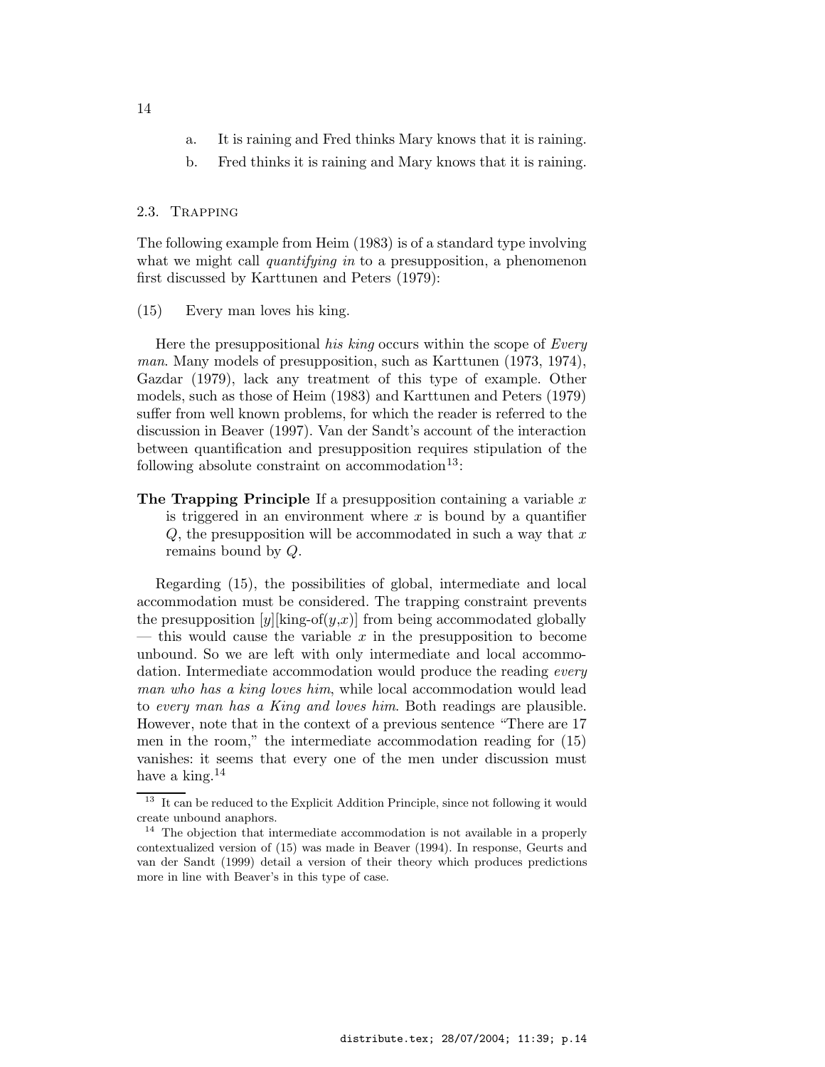a. It is raining and Fred thinks Mary knows that it is raining.

b. Fred thinks it is raining and Mary knows that it is raining.

### 2.3. Trapping

The following example from Heim (1983) is of a standard type involving what we might call *quantifying in* to a presupposition, a phenomenon first discussed by Karttunen and Peters (1979):

(15) Every man loves his king.

Here the presuppositional *his king* occurs within the scope of *Every man*. Many models of presupposition, such as Karttunen (1973, 1974), Gazdar (1979), lack any treatment of this type of example. Other models, such as those of Heim (1983) and Karttunen and Peters (1979) suffer from well known problems, for which the reader is referred to the discussion in Beaver (1997). Van der Sandt's account of the interaction between quantification and presupposition requires stipulation of the following absolute constraint on accommodation[13]:

**The Trapping Principle** If a presupposition containing a variable $x$ is triggered in an environment where $x$ is bound by a quantifier $Q$, the presupposition will be accommodated in such a way that $x$ remains bound by $Q$.

Regarding (15), the possibilities of global, intermediate and local accommodation must be considered. The trapping constraint prevents the presupposition $[y][\text{king-of}(y,x)]$ from being accommodated globally — this would cause the variable $x$ in the presupposition to become unbound. So we are left with only intermediate and local accommodation. Intermediate accommodation would produce the reading *every man who has a king loves him*, while local accommodation would lead to *every man has a King and loves him*. Both readings are plausible. However, note that in the context of a previous sentence "There are 17 men in the room," the intermediate accommodation reading for (15) vanishes: it seems that every one of the men under discussion must have a king.[14]

[13] It can be reduced to the Explicit Addition Principle, since not following it would create unbound anaphors.

[14] The objection that intermediate accommodation is not available in a properly contextualized version of (15) was made in Beaver (1994). In response, Geurts and van der Sandt (1999) detail a version of their theory which produces predictions more in line with Beaver's in this type of case.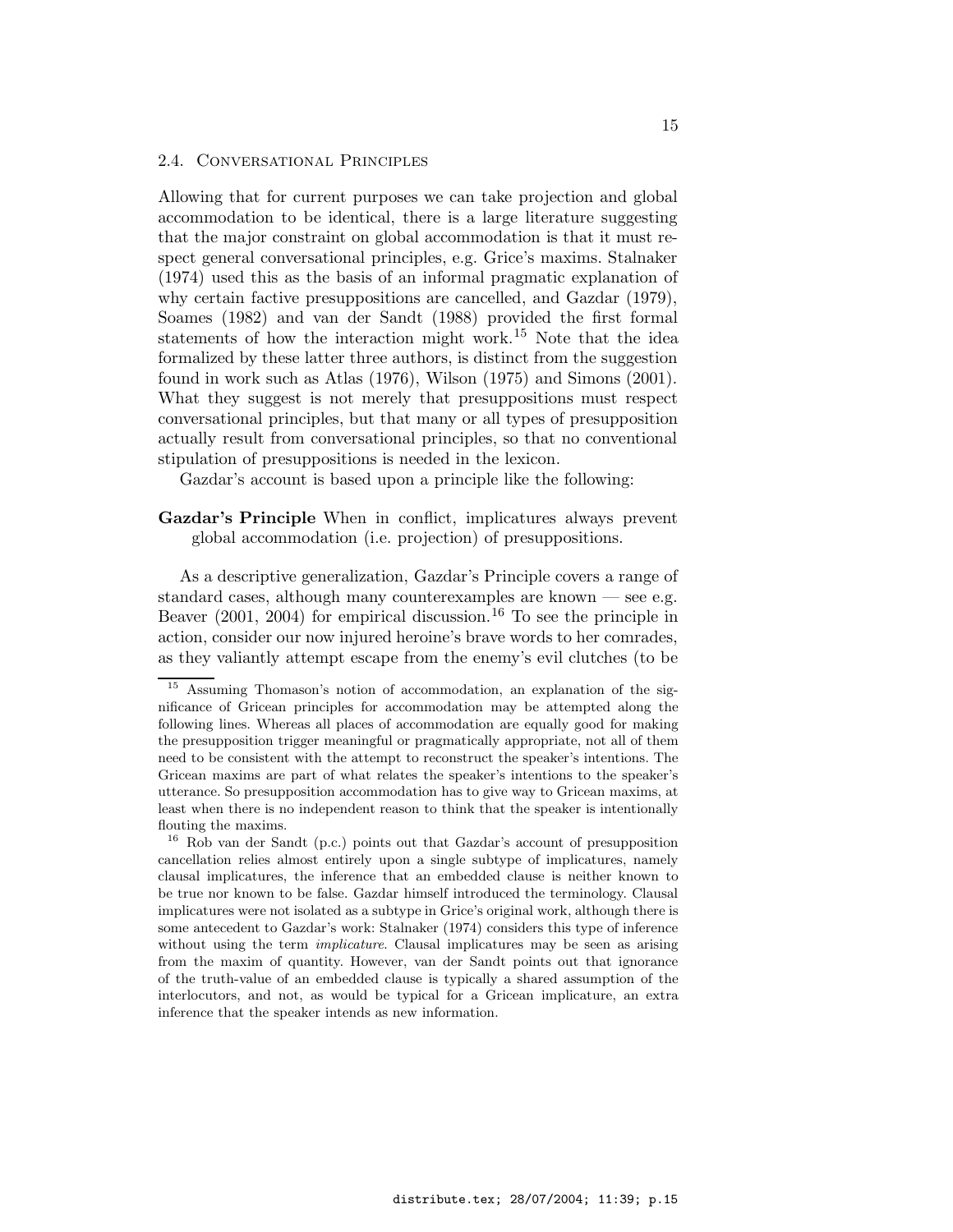## 2.4. Conversational Principles

Allowing that for current purposes we can take projection and global accommodation to be identical, there is a large literature suggesting that the major constraint on global accommodation is that it must respect general conversational principles, e.g. Grice's maxims. Stalnaker (1974) used this as the basis of an informal pragmatic explanation of why certain factive presuppositions are cancelled, and Gazdar (1979), Soames (1982) and van der Sandt (1988) provided the first formal statements of how the interaction might work.[15] Note that the idea formalized by these latter three authors, is distinct from the suggestion found in work such as Atlas (1976), Wilson (1975) and Simons (2001). What they suggest is not merely that presuppositions must respect conversational principles, but that many or all types of presupposition actually result from conversational principles, so that no conventional stipulation of presuppositions is needed in the lexicon.

Gazdar's account is based upon a principle like the following:

**Gazdar's Principle** When in conflict, implicatures always prevent global accommodation (i.e. projection) of presuppositions.

As a descriptive generalization, Gazdar's Principle covers a range of standard cases, although many counterexamples are known — see e.g. Beaver (2001, 2004) for empirical discussion.[16] To see the principle in action, consider our now injured heroine's brave words to her comrades, as they valiantly attempt escape from the enemy's evil clutches (to be

[15] Assuming Thomason's notion of accommodation, an explanation of the significance of Gricean principles for accommodation may be attempted along the following lines. Whereas all places of accommodation are equally good for making the presupposition trigger meaningful or pragmatically appropriate, not all of them need to be consistent with the attempt to reconstruct the speaker's intentions. The Gricean maxims are part of what relates the speaker's intentions to the speaker's utterance. So presupposition accommodation has to give way to Gricean maxims, at least when there is no independent reason to think that the speaker is intentionally flouting the maxims.

[16] Rob van der Sandt (p.c.) points out that Gazdar's account of presupposition cancellation relies almost entirely upon a single subtype of implicatures, namely clausal implicatures, the inference that an embedded clause is neither known to be true nor known to be false. Gazdar himself introduced the terminology. Clausal implicatures were not isolated as a subtype in Grice's original work, although there is some antecedent to Gazdar's work: Stalnaker (1974) considers this type of inference without using the term *implicature*. Clausal implicatures may be seen as arising from the maxim of quantity. However, van der Sandt points out that ignorance of the truth-value of an embedded clause is typically a shared assumption of the interlocutors, and not, as would be typical for a Gricean implicature, an extra inference that the speaker intends as new information.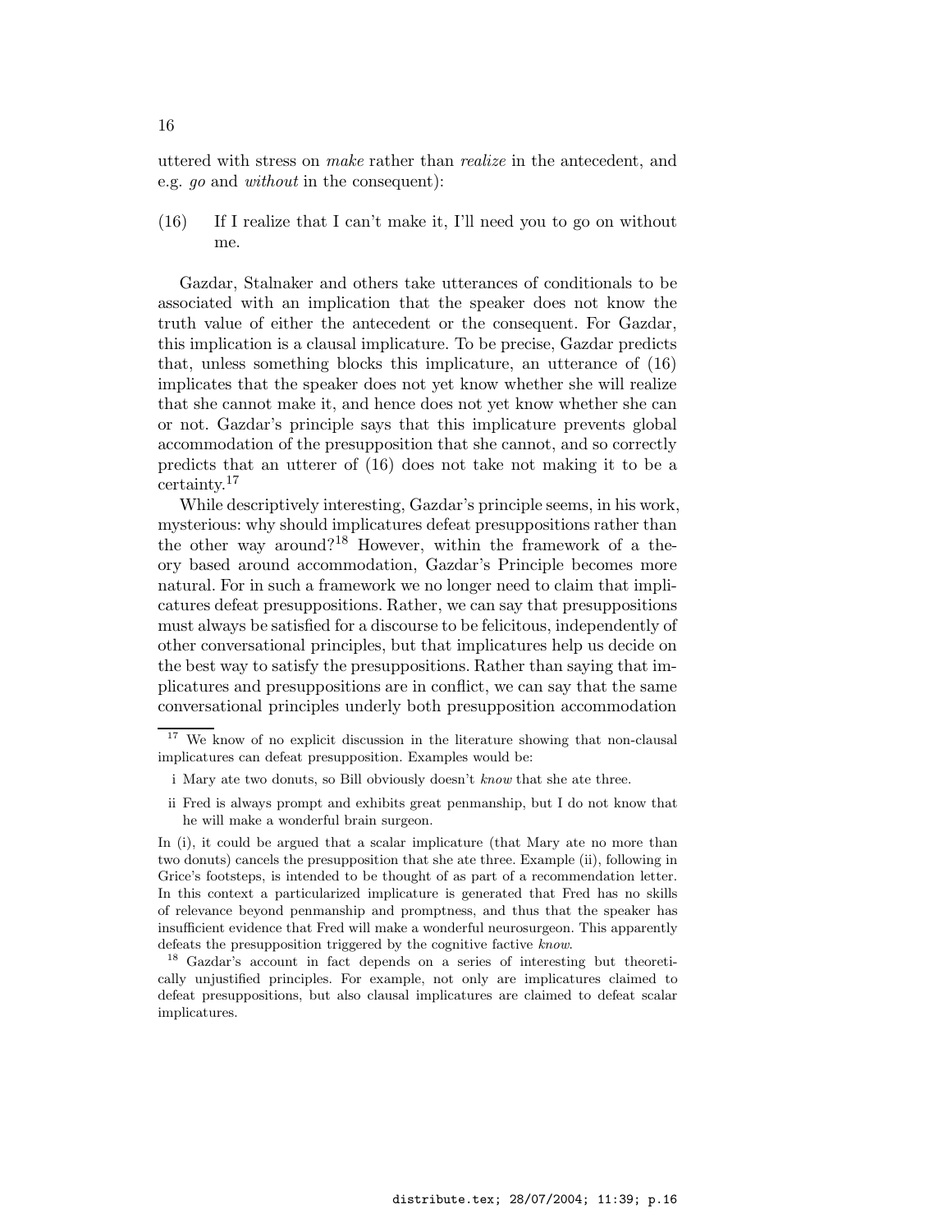uttered with stress on *make* rather than *realize* in the antecedent, and e.g. *go* and *without* in the consequent):

(16) If I realize that I can't make it, I'll need you to go on without me.

Gazdar, Stalnaker and others take utterances of conditionals to be associated with an implication that the speaker does not know the truth value of either the antecedent or the consequent. For Gazdar, this implication is a clausal implicature. To be precise, Gazdar predicts that, unless something blocks this implicature, an utterance of (16) implicates that the speaker does not yet know whether she will realize that she cannot make it, and hence does not yet know whether she can or not. Gazdar's principle says that this implicature prevents global accommodation of the presupposition that she cannot, and so correctly predicts that an utterer of (16) does not take not making it to be a certainty.[17]

While descriptively interesting, Gazdar's principle seems, in his work, mysterious: why should implicatures defeat presuppositions rather than the other way around?[18] However, within the framework of a theory based around accommodation, Gazdar's Principle becomes more natural. For in such a framework we no longer need to claim that implicatures defeat presuppositions. Rather, we can say that presuppositions must always be satisfied for a discourse to be felicitous, independently of other conversational principles, but that implicatures help us decide on the best way to satisfy the presuppositions. Rather than saying that implicatures and presuppositions are in conflict, we can say that the same conversational principles underly both presupposition accommodation

---

[17] We know of no explicit discussion in the literature showing that non-clausal implicatures can defeat presupposition. Examples would be:

i Mary ate two donuts, so Bill obviously doesn't *know* that she ate three.

ii Fred is always prompt and exhibits great penmanship, but I do not know that he will make a wonderful brain surgeon.

In (i), it could be argued that a scalar implicature (that Mary ate no more than two donuts) cancels the presupposition that she ate three. Example (ii), following in Grice's footsteps, is intended to be thought of as part of a recommendation letter. In this context a particularized implicature is generated that Fred has no skills of relevance beyond penmanship and promptness, and thus that the speaker has insufficient evidence that Fred will make a wonderful neurosurgeon. This apparently defeats the presupposition triggered by the cognitive factive *know*.

[18] Gazdar's account in fact depends on a series of interesting but theoretically unjustified principles. For example, not only are implicatures claimed to defeat presuppositions, but also clausal implicatures are claimed to defeat scalar implicatures.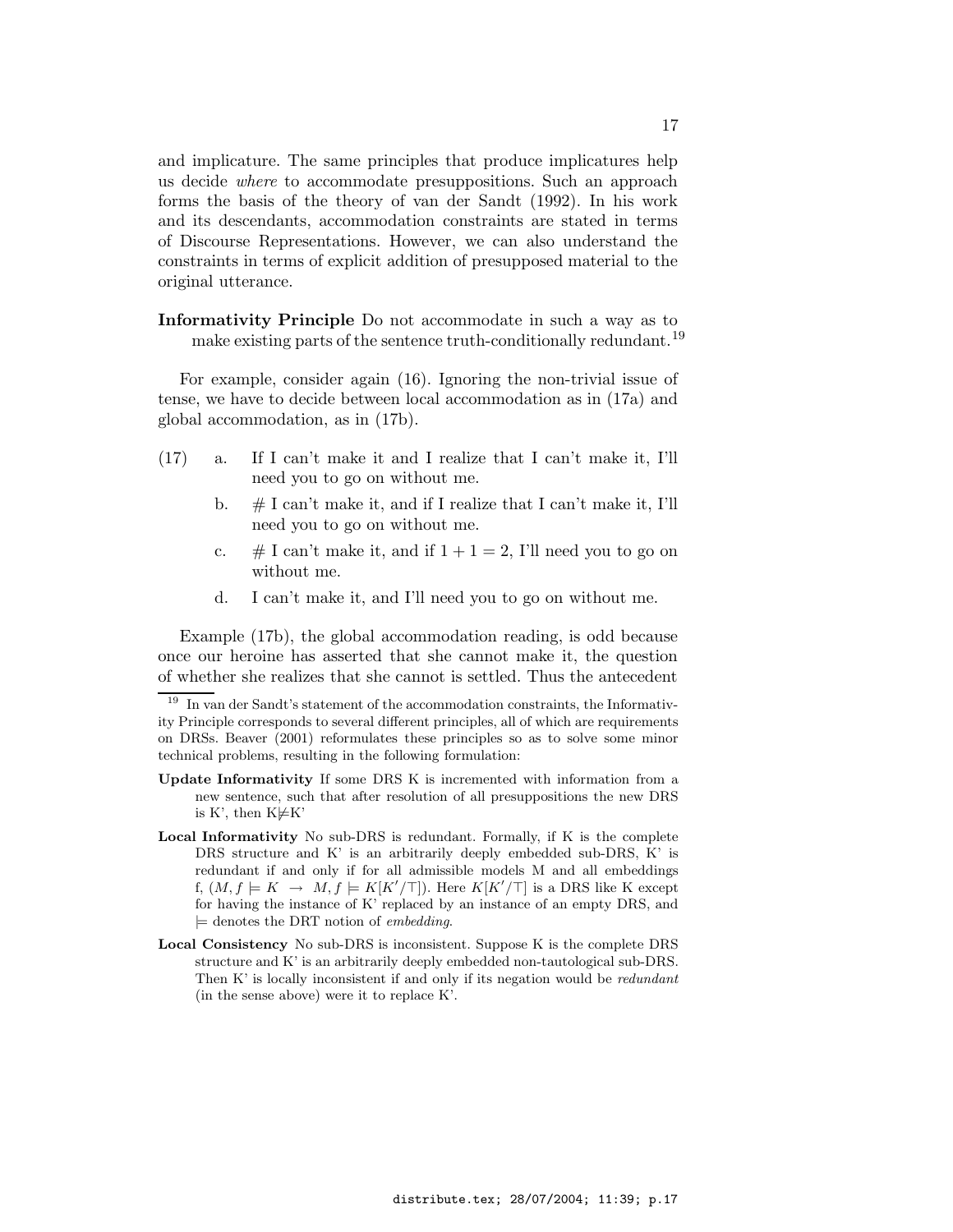and implicature. The same principles that produce implicatures help us decide *where* to accommodate presuppositions. Such an approach forms the basis of the theory of van der Sandt (1992). In his work and its descendants, accommodation constraints are stated in terms of Discourse Representations. However, we can also understand the constraints in terms of explicit addition of presupposed material to the original utterance.

**Informativity Principle** Do not accommodate in such a way as to make existing parts of the sentence truth-conditionally redundant.[19]

For example, consider again (16). Ignoring the non-trivial issue of tense, we have to decide between local accommodation as in (17a) and global accommodation, as in (17b).

(17)
 a. If I can't make it and I realize that I can't make it, I'll need you to go on without me.
 b. # I can't make it, and if I realize that I can't make it, I'll need you to go on without me.
 c. # I can't make it, and if $1 + 1 = 2$, I'll need you to go on without me.
 d. I can't make it, and I'll need you to go on without me.

Example (17b), the global accommodation reading, is odd because once our heroine has asserted that she cannot make it, the question of whether she realizes that she cannot is settled. Thus the antecedent

---

[19] In van der Sandt's statement of the accommodation constraints, the Informativity Principle corresponds to several different principles, all of which are requirements on DRSs. Beaver (2001) reformulates these principles so as to solve some minor technical problems, resulting in the following formulation:

**Update Informativity** If some DRS K is incremented with information from a new sentence, such that after resolution of all presuppositions the new DRS is K', then K$\not\models$K'

**Local Informativity** No sub-DRS is redundant. Formally, if K is the complete DRS structure and K' is an arbitrarily deeply embedded sub-DRS, K' is redundant if and only if for all admissible models M and all embeddings f, $(M, f \models K \;\rightarrow\; M, f \models K[K'/\top])$. Here $K[K'/\top]$ is a DRS like K except for having the instance of K' replaced by an instance of an empty DRS, and $\models$ denotes the DRT notion of *embedding*.

**Local Consistency** No sub-DRS is inconsistent. Suppose K is the complete DRS structure and K' is an arbitrarily deeply embedded non-tautological sub-DRS. Then K' is locally inconsistent if and only if its negation would be *redundant* (in the sense above) were it to replace K'.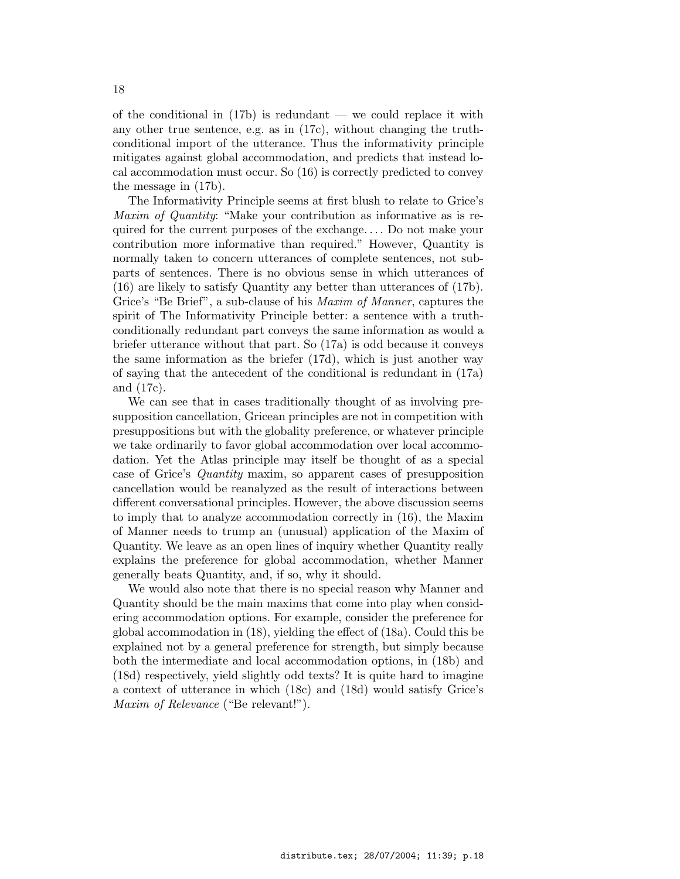of the conditional in (17b) is redundant — we could replace it with any other true sentence, e.g. as in (17c), without changing the truth-conditional import of the utterance. Thus the informativity principle mitigates against global accommodation, and predicts that instead local accommodation must occur. So (16) is correctly predicted to convey the message in (17b).

The Informativity Principle seems at first blush to relate to Grice's *Maxim of Quantity*: "Make your contribution as informative as is required for the current purposes of the exchange. . . . Do not make your contribution more informative than required." However, Quantity is normally taken to concern utterances of complete sentences, not subparts of sentences. There is no obvious sense in which utterances of (16) are likely to satisfy Quantity any better than utterances of (17b). Grice's "Be Brief", a sub-clause of his *Maxim of Manner*, captures the spirit of The Informativity Principle better: a sentence with a truth-conditionally redundant part conveys the same information as would a briefer utterance without that part. So (17a) is odd because it conveys the same information as the briefer (17d), which is just another way of saying that the antecedent of the conditional is redundant in (17a) and (17c).

We can see that in cases traditionally thought of as involving presupposition cancellation, Gricean principles are not in competition with presuppositions but with the globality preference, or whatever principle we take ordinarily to favor global accommodation over local accommodation. Yet the Atlas principle may itself be thought of as a special case of Grice's *Quantity* maxim, so apparent cases of presupposition cancellation would be reanalyzed as the result of interactions between different conversational principles. However, the above discussion seems to imply that to analyze accommodation correctly in (16), the Maxim of Manner needs to trump an (unusual) application of the Maxim of Quantity. We leave as an open lines of inquiry whether Quantity really explains the preference for global accommodation, whether Manner generally beats Quantity, and, if so, why it should.

We would also note that there is no special reason why Manner and Quantity should be the main maxims that come into play when considering accommodation options. For example, consider the preference for global accommodation in (18), yielding the effect of (18a). Could this be explained not by a general preference for strength, but simply because both the intermediate and local accommodation options, in (18b) and (18d) respectively, yield slightly odd texts? It is quite hard to imagine a context of utterance in which (18c) and (18d) would satisfy Grice's *Maxim of Relevance* ("Be relevant!").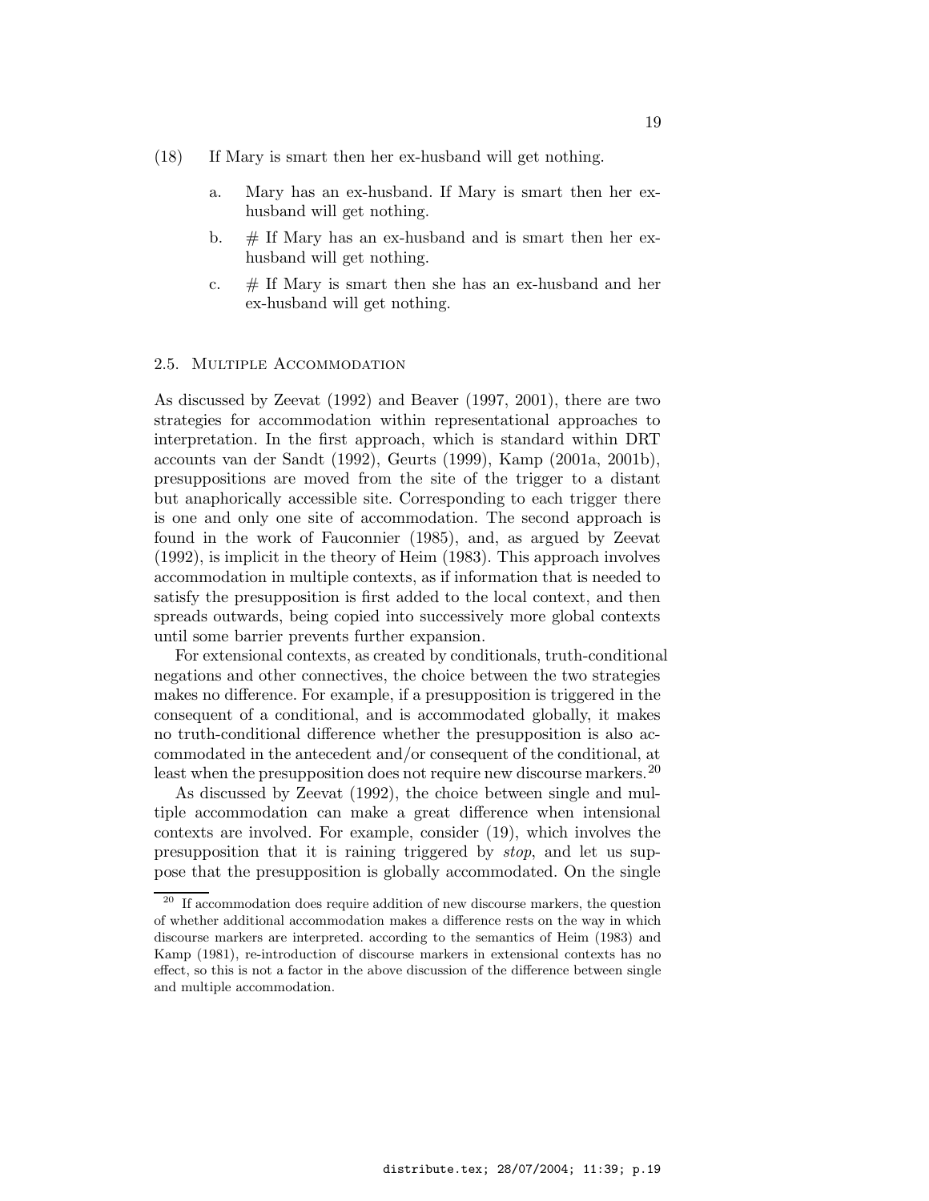(18) If Mary is smart then her ex-husband will get nothing.

   a. Mary has an ex-husband. If Mary is smart then her ex-husband will get nothing.

   b. # If Mary has an ex-husband and is smart then her ex-husband will get nothing.

   c. # If Mary is smart then she has an ex-husband and her ex-husband will get nothing.

### 2.5. Multiple Accommodation

As discussed by Zeevat (1992) and Beaver (1997, 2001), there are two strategies for accommodation within representational approaches to interpretation. In the first approach, which is standard within DRT accounts van der Sandt (1992), Geurts (1999), Kamp (2001a, 2001b), presuppositions are moved from the site of the trigger to a distant but anaphorically accessible site. Corresponding to each trigger there is one and only one site of accommodation. The second approach is found in the work of Fauconnier (1985), and, as argued by Zeevat (1992), is implicit in the theory of Heim (1983). This approach involves accommodation in multiple contexts, as if information that is needed to satisfy the presupposition is first added to the local context, and then spreads outwards, being copied into successively more global contexts until some barrier prevents further expansion.

For extensional contexts, as created by conditionals, truth-conditional negations and other connectives, the choice between the two strategies makes no difference. For example, if a presupposition is triggered in the consequent of a conditional, and is accommodated globally, it makes no truth-conditional difference whether the presupposition is also accommodated in the antecedent and/or consequent of the conditional, at least when the presupposition does not require new discourse markers.[20]

As discussed by Zeevat (1992), the choice between single and multiple accommodation can make a great difference when intensional contexts are involved. For example, consider (19), which involves the presupposition that it is raining triggered by *stop*, and let us suppose that the presupposition is globally accommodated. On the single

[20] If accommodation does require addition of new discourse markers, the question of whether additional accommodation makes a difference rests on the way in which discourse markers are interpreted. according to the semantics of Heim (1983) and Kamp (1981), re-introduction of discourse markers in extensional contexts has no effect, so this is not a factor in the above discussion of the difference between single and multiple accommodation.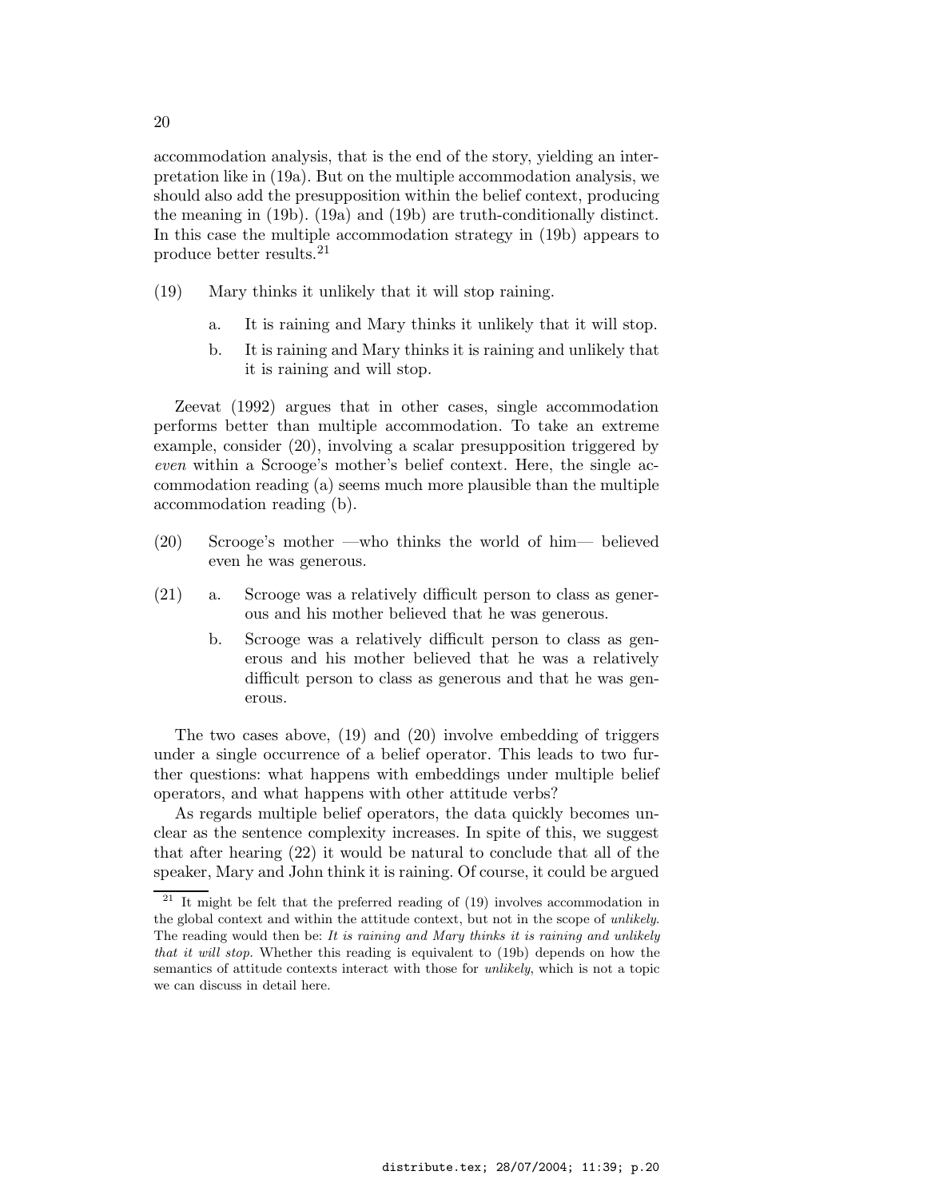accommodation analysis, that is the end of the story, yielding an interpretation like in (19a). But on the multiple accommodation analysis, we should also add the presupposition within the belief context, producing the meaning in (19b). (19a) and (19b) are truth-conditionally distinct. In this case the multiple accommodation strategy in (19b) appears to produce better results.[21]

(19) Mary thinks it unlikely that it will stop raining.

  a. It is raining and Mary thinks it unlikely that it will stop.

  b. It is raining and Mary thinks it is raining and unlikely that it is raining and will stop.

Zeevat (1992) argues that in other cases, single accommodation performs better than multiple accommodation. To take an extreme example, consider (20), involving a scalar presupposition triggered by *even* within a Scrooge's mother's belief context. Here, the single accommodation reading (a) seems much more plausible than the multiple accommodation reading (b).

(20) Scrooge's mother —who thinks the world of him— believed even he was generous.

(21) a. Scrooge was a relatively difficult person to class as generous and his mother believed that he was generous.

  b. Scrooge was a relatively difficult person to class as generous and his mother believed that he was a relatively difficult person to class as generous and that he was generous.

The two cases above, (19) and (20) involve embedding of triggers under a single occurrence of a belief operator. This leads to two further questions: what happens with embeddings under multiple belief operators, and what happens with other attitude verbs?

As regards multiple belief operators, the data quickly becomes unclear as the sentence complexity increases. In spite of this, we suggest that after hearing (22) it would be natural to conclude that all of the speaker, Mary and John think it is raining. Of course, it could be argued

---

[21] It might be felt that the preferred reading of (19) involves accommodation in the global context and within the attitude context, but not in the scope of *unlikely*. The reading would then be: *It is raining and Mary thinks it is raining and unlikely that it will stop.* Whether this reading is equivalent to (19b) depends on how the semantics of attitude contexts interact with those for *unlikely*, which is not a topic we can discuss in detail here.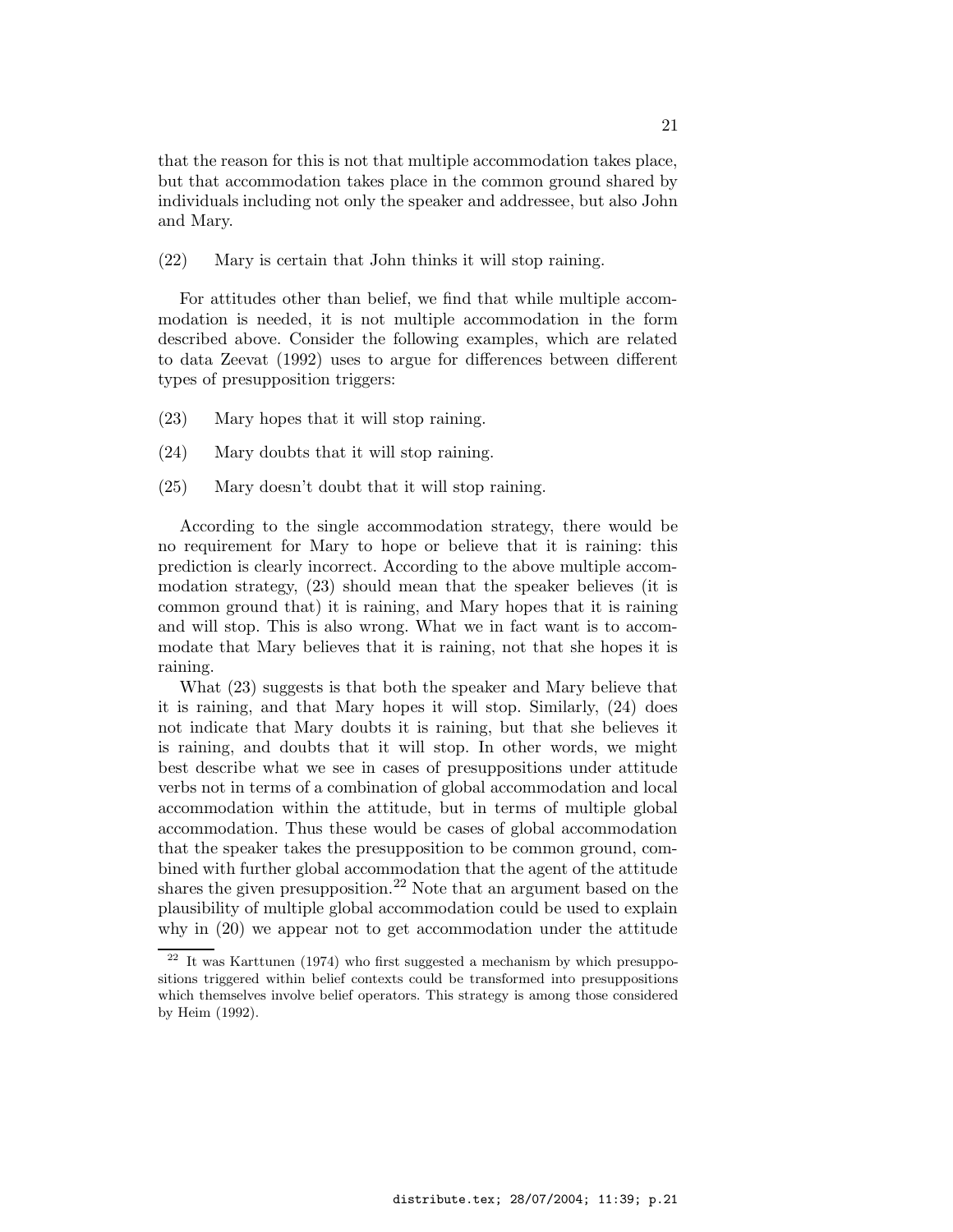that the reason for this is not that multiple accommodation takes place, but that accommodation takes place in the common ground shared by individuals including not only the speaker and addressee, but also John and Mary.

(22) Mary is certain that John thinks it will stop raining.

For attitudes other than belief, we find that while multiple accommodation is needed, it is not multiple accommodation in the form described above. Consider the following examples, which are related to data Zeevat (1992) uses to argue for differences between different types of presupposition triggers:

(23) Mary hopes that it will stop raining.

(24) Mary doubts that it will stop raining.

(25) Mary doesn't doubt that it will stop raining.

According to the single accommodation strategy, there would be no requirement for Mary to hope or believe that it is raining: this prediction is clearly incorrect. According to the above multiple accommodation strategy, (23) should mean that the speaker believes (it is common ground that) it is raining, and Mary hopes that it is raining and will stop. This is also wrong. What we in fact want is to accommodate that Mary believes that it is raining, not that she hopes it is raining.

What (23) suggests is that both the speaker and Mary believe that it is raining, and that Mary hopes it will stop. Similarly, (24) does not indicate that Mary doubts it is raining, but that she believes it is raining, and doubts that it will stop. In other words, we might best describe what we see in cases of presuppositions under attitude verbs not in terms of a combination of global accommodation and local accommodation within the attitude, but in terms of multiple global accommodation. Thus these would be cases of global accommodation that the speaker takes the presupposition to be common ground, combined with further global accommodation that the agent of the attitude shares the given presupposition.[22] Note that an argument based on the plausibility of multiple global accommodation could be used to explain why in (20) we appear not to get accommodation under the attitude

[22] It was Karttunen (1974) who first suggested a mechanism by which presuppositions triggered within belief contexts could be transformed into presuppositions which themselves involve belief operators. This strategy is among those considered by Heim (1992).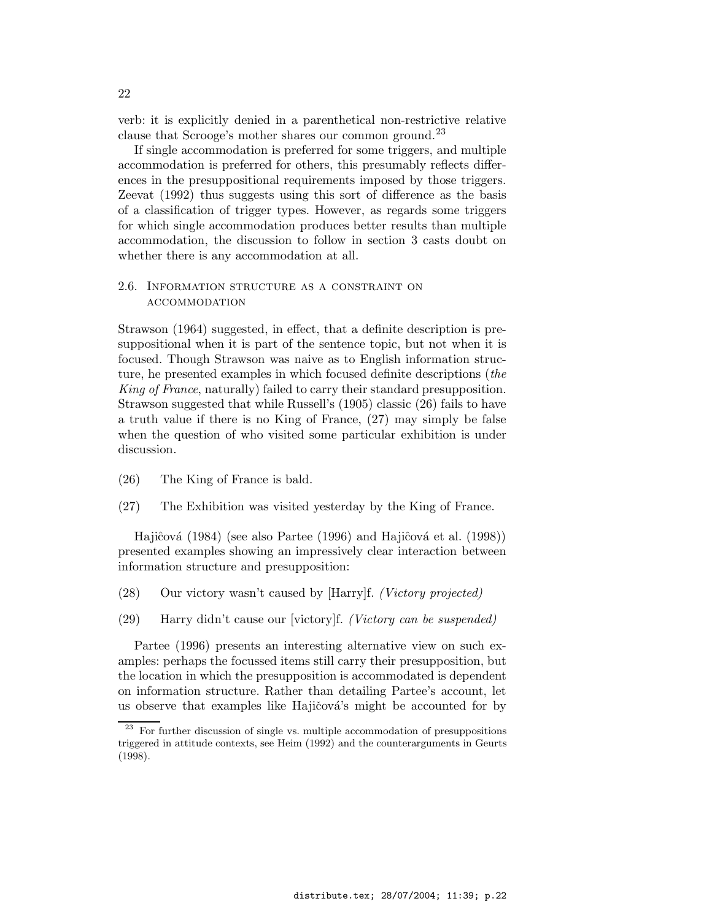verb: it is explicitly denied in a parenthetical non-restrictive relative clause that Scrooge's mother shares our common ground.[23]

If single accommodation is preferred for some triggers, and multiple accommodation is preferred for others, this presumably reflects differences in the presuppositional requirements imposed by those triggers. Zeevat (1992) thus suggests using this sort of difference as the basis of a classification of trigger types. However, as regards some triggers for which single accommodation produces better results than multiple accommodation, the discussion to follow in section 3 casts doubt on whether there is any accommodation at all.

### 2.6. Information structure as a constraint on accommodation

Strawson (1964) suggested, in effect, that a definite description is presuppositional when it is part of the sentence topic, but not when it is focused. Though Strawson was naive as to English information structure, he presented examples in which focused definite descriptions (*the King of France*, naturally) failed to carry their standard presupposition. Strawson suggested that while Russell's (1905) classic (26) fails to have a truth value if there is no King of France, (27) may simply be false when the question of who visited some particular exhibition is under discussion.

(26) The King of France is bald.

(27) The Exhibition was visited yesterday by the King of France.

Hajiĉová (1984) (see also Partee (1996) and Hajiĉová et al. (1998)) presented examples showing an impressively clear interaction between information structure and presupposition:

(28) Our victory wasn't caused by [Harry]f. *(Victory projected)*

(29) Harry didn't cause our [victory]f. *(Victory can be suspended)*

Partee (1996) presents an interesting alternative view on such examples: perhaps the focussed items still carry their presupposition, but the location in which the presupposition is accommodated is dependent on information structure. Rather than detailing Partee's account, let us observe that examples like Hajičová's might be accounted for by

[23] For further discussion of single vs. multiple accommodation of presuppositions triggered in attitude contexts, see Heim (1992) and the counterarguments in Geurts (1998).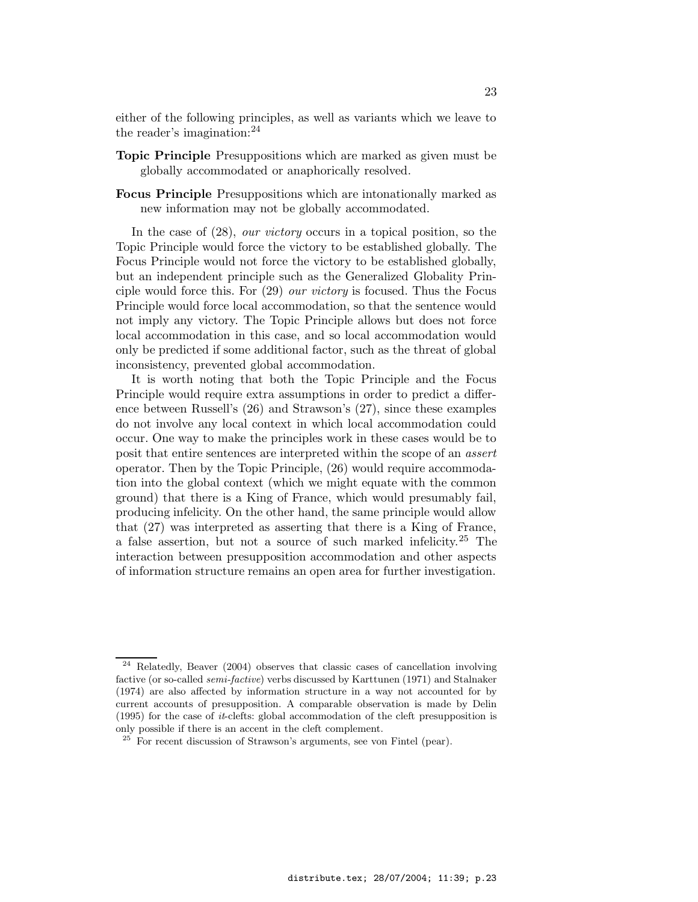either of the following principles, as well as variants which we leave to the reader's imagination:[24]

**Topic Principle** Presuppositions which are marked as given must be globally accommodated or anaphorically resolved.

**Focus Principle** Presuppositions which are intonationally marked as new information may not be globally accommodated.

In the case of (28), *our victory* occurs in a topical position, so the Topic Principle would force the victory to be established globally. The Focus Principle would not force the victory to be established globally, but an independent principle such as the Generalized Globality Principle would force this. For (29) *our victory* is focused. Thus the Focus Principle would force local accommodation, so that the sentence would not imply any victory. The Topic Principle allows but does not force local accommodation in this case, and so local accommodation would only be predicted if some additional factor, such as the threat of global inconsistency, prevented global accommodation.

It is worth noting that both the Topic Principle and the Focus Principle would require extra assumptions in order to predict a difference between Russell's (26) and Strawson's (27), since these examples do not involve any local context in which local accommodation could occur. One way to make the principles work in these cases would be to posit that entire sentences are interpreted within the scope of an *assert* operator. Then by the Topic Principle, (26) would require accommodation into the global context (which we might equate with the common ground) that there is a King of France, which would presumably fail, producing infelicity. On the other hand, the same principle would allow that (27) was interpreted as asserting that there is a King of France, a false assertion, but not a source of such marked infelicity.[25] The interaction between presupposition accommodation and other aspects of information structure remains an open area for further investigation.

---

[24] Relatedly, Beaver (2004) observes that classic cases of cancellation involving factive (or so-called *semi-factive*) verbs discussed by Karttunen (1971) and Stalnaker (1974) are also affected by information structure in a way not accounted for by current accounts of presupposition. A comparable observation is made by Delin (1995) for the case of *it*-clefts: global accommodation of the cleft presupposition is only possible if there is an accent in the cleft complement.

[25] For recent discussion of Strawson's arguments, see von Fintel (pear).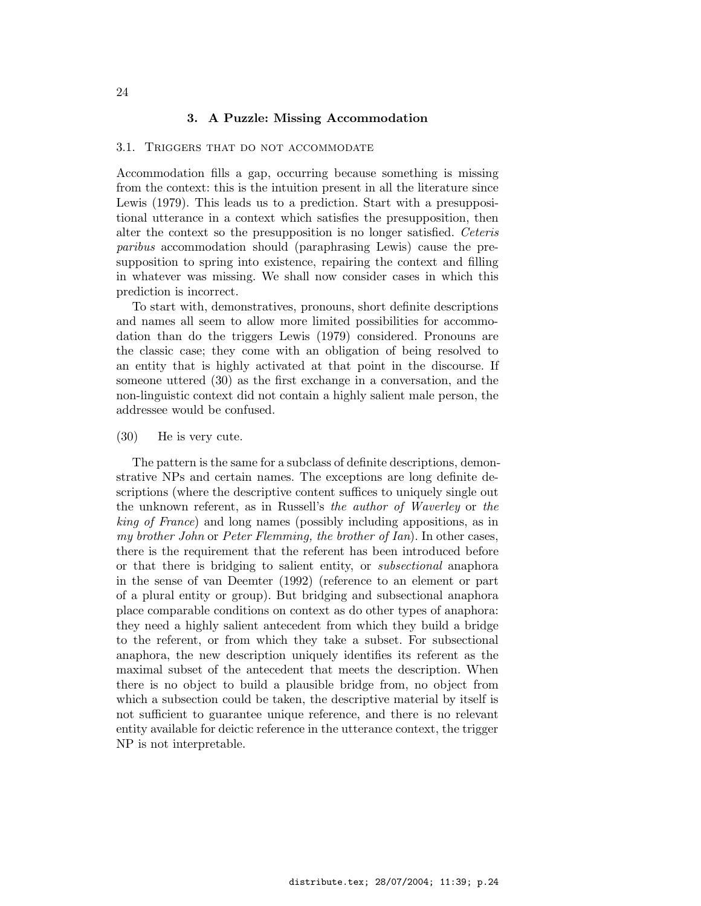## 3. A Puzzle: Missing Accommodation

### 3.1. Triggers that do not accommodate

Accommodation fills a gap, occurring because something is missing from the context: this is the intuition present in all the literature since Lewis (1979). This leads us to a prediction. Start with a presuppositional utterance in a context which satisfies the presupposition, then alter the context so the presupposition is no longer satisfied. *Ceteris paribus* accommodation should (paraphrasing Lewis) cause the presupposition to spring into existence, repairing the context and filling in whatever was missing. We shall now consider cases in which this prediction is incorrect.

To start with, demonstratives, pronouns, short definite descriptions and names all seem to allow more limited possibilities for accommodation than do the triggers Lewis (1979) considered. Pronouns are the classic case; they come with an obligation of being resolved to an entity that is highly activated at that point in the discourse. If someone uttered (30) as the first exchange in a conversation, and the non-linguistic context did not contain a highly salient male person, the addressee would be confused.

(30) He is very cute.

The pattern is the same for a subclass of definite descriptions, demonstrative NPs and certain names. The exceptions are long definite descriptions (where the descriptive content suffices to uniquely single out the unknown referent, as in Russell's *the author of Waverley* or *the king of France*) and long names (possibly including appositions, as in *my brother John* or *Peter Flemming, the brother of Ian*). In other cases, there is the requirement that the referent has been introduced before or that there is bridging to salient entity, or *subsectional* anaphora in the sense of van Deemter (1992) (reference to an element or part of a plural entity or group). But bridging and subsectional anaphora place comparable conditions on context as do other types of anaphora: they need a highly salient antecedent from which they build a bridge to the referent, or from which they take a subset. For subsectional anaphora, the new description uniquely identifies its referent as the maximal subset of the antecedent that meets the description. When there is no object to build a plausible bridge from, no object from which a subsection could be taken, the descriptive material by itself is not sufficient to guarantee unique reference, and there is no relevant entity available for deictic reference in the utterance context, the trigger NP is not interpretable.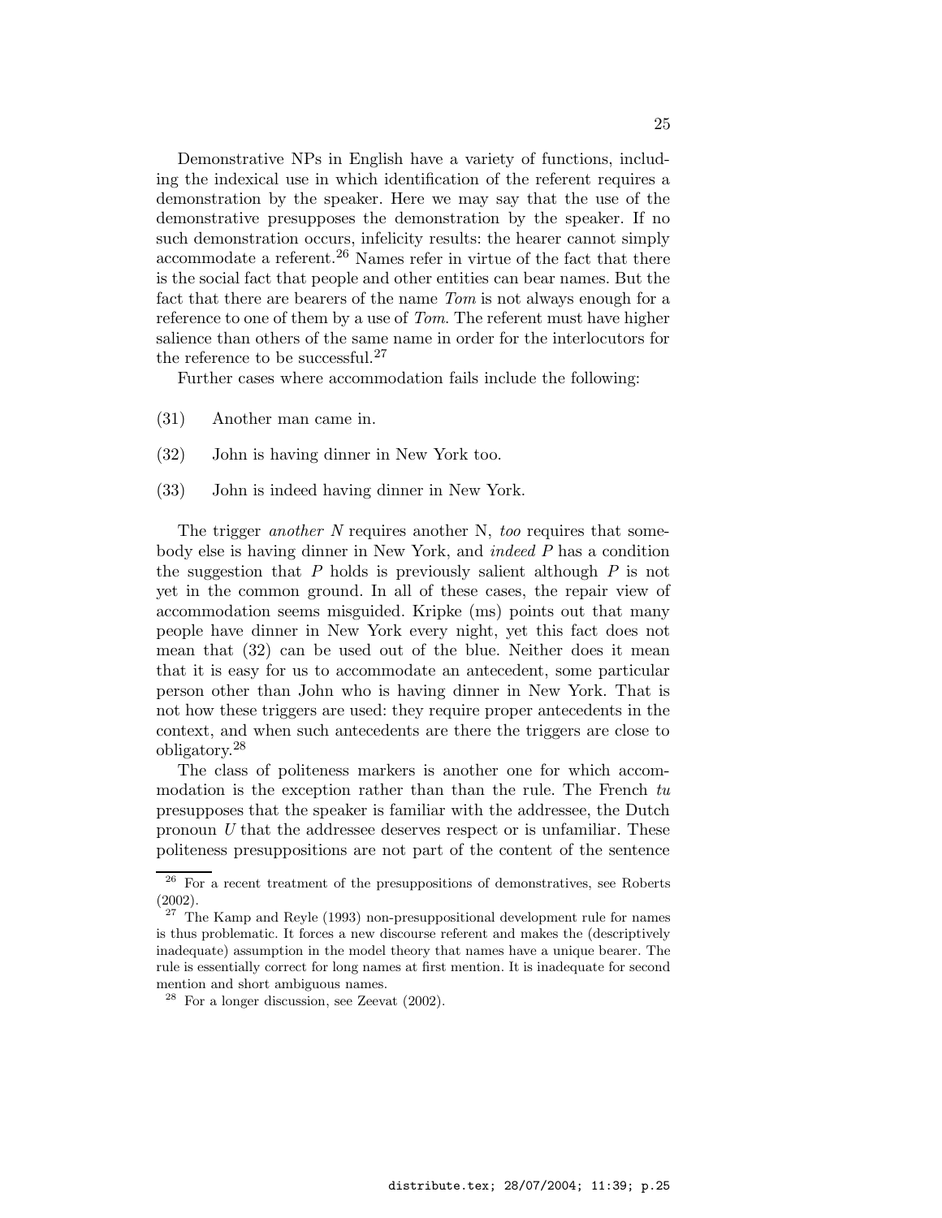Demonstrative NPs in English have a variety of functions, including the indexical use in which identification of the referent requires a demonstration by the speaker. Here we may say that the use of the demonstrative presupposes the demonstration by the speaker. If no such demonstration occurs, infelicity results: the hearer cannot simply accommodate a referent.[26] Names refer in virtue of the fact that there is the social fact that people and other entities can bear names. But the fact that there are bearers of the name *Tom* is not always enough for a reference to one of them by a use of *Tom*. The referent must have higher salience than others of the same name in order for the interlocutors for the reference to be successful.[27]

Further cases where accommodation fails include the following:

(31) Another man came in.

(32) John is having dinner in New York too.

(33) John is indeed having dinner in New York.

The trigger *another N* requires another N, *too* requires that somebody else is having dinner in New York, and *indeed P* has a condition the suggestion that *P* holds is previously salient although *P* is not yet in the common ground. In all of these cases, the repair view of accommodation seems misguided. Kripke (ms) points out that many people have dinner in New York every night, yet this fact does not mean that (32) can be used out of the blue. Neither does it mean that it is easy for us to accommodate an antecedent, some particular person other than John who is having dinner in New York. That is not how these triggers are used: they require proper antecedents in the context, and when such antecedents are there the triggers are close to obligatory.[28]

The class of politeness markers is another one for which accommodation is the exception rather than than the rule. The French *tu* presupposes that the speaker is familiar with the addressee, the Dutch pronoun *U* that the addressee deserves respect or is unfamiliar. These politeness presuppositions are not part of the content of the sentence

---

[26] For a recent treatment of the presuppositions of demonstratives, see Roberts (2002).

[27] The Kamp and Reyle (1993) non-presuppositional development rule for names is thus problematic. It forces a new discourse referent and makes the (descriptively inadequate) assumption in the model theory that names have a unique bearer. The rule is essentially correct for long names at first mention. It is inadequate for second mention and short ambiguous names.

[28] For a longer discussion, see Zeevat (2002).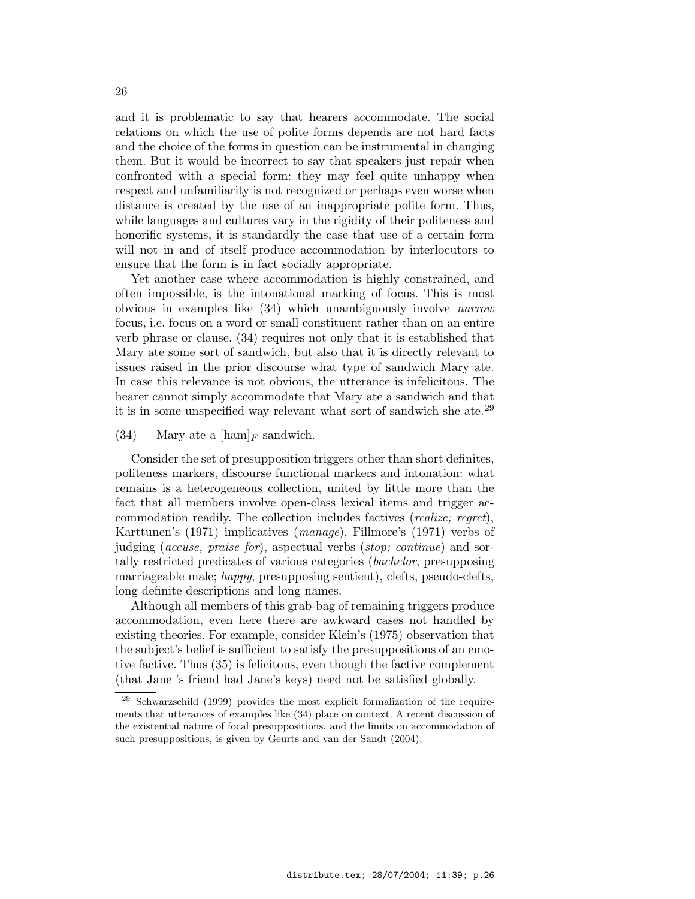and it is problematic to say that hearers accommodate. The social relations on which the use of polite forms depends are not hard facts and the choice of the forms in question can be instrumental in changing them. But it would be incorrect to say that speakers just repair when confronted with a special form: they may feel quite unhappy when respect and unfamiliarity is not recognized or perhaps even worse when distance is created by the use of an inappropriate polite form. Thus, while languages and cultures vary in the rigidity of their politeness and honorific systems, it is standardly the case that use of a certain form will not in and of itself produce accommodation by interlocutors to ensure that the form is in fact socially appropriate.

Yet another case where accommodation is highly constrained, and often impossible, is the intonational marking of focus. This is most obvious in examples like (34) which unambiguously involve *narrow* focus, i.e. focus on a word or small constituent rather than on an entire verb phrase or clause. (34) requires not only that it is established that Mary ate some sort of sandwich, but also that it is directly relevant to issues raised in the prior discourse what type of sandwich Mary ate. In case this relevance is not obvious, the utterance is infelicitous. The hearer cannot simply accommodate that Mary ate a sandwich and that it is in some unspecified way relevant what sort of sandwich she ate.[29]

(34) Mary ate a $[\text{ham}]_F$ sandwich.

Consider the set of presupposition triggers other than short definites, politeness markers, discourse functional markers and intonation: what remains is a heterogeneous collection, united by little more than the fact that all members involve open-class lexical items and trigger accommodation readily. The collection includes factives (*realize; regret*), Karttunen's (1971) implicatives (*manage*), Fillmore's (1971) verbs of judging (*accuse, praise for*), aspectual verbs (*stop; continue*) and sortally restricted predicates of various categories (*bachelor*, presupposing marriageable male; *happy*, presupposing sentient), clefts, pseudo-clefts, long definite descriptions and long names.

Although all members of this grab-bag of remaining triggers produce accommodation, even here there are awkward cases not handled by existing theories. For example, consider Klein's (1975) observation that the subject's belief is sufficient to satisfy the presuppositions of an emotive factive. Thus (35) is felicitous, even though the factive complement (that Jane 's friend had Jane's keys) need not be satisfied globally.

[29] Schwarzschild (1999) provides the most explicit formalization of the requirements that utterances of examples like (34) place on context. A recent discussion of the existential nature of focal presuppositions, and the limits on accommodation of such presuppositions, is given by Geurts and van der Sandt (2004).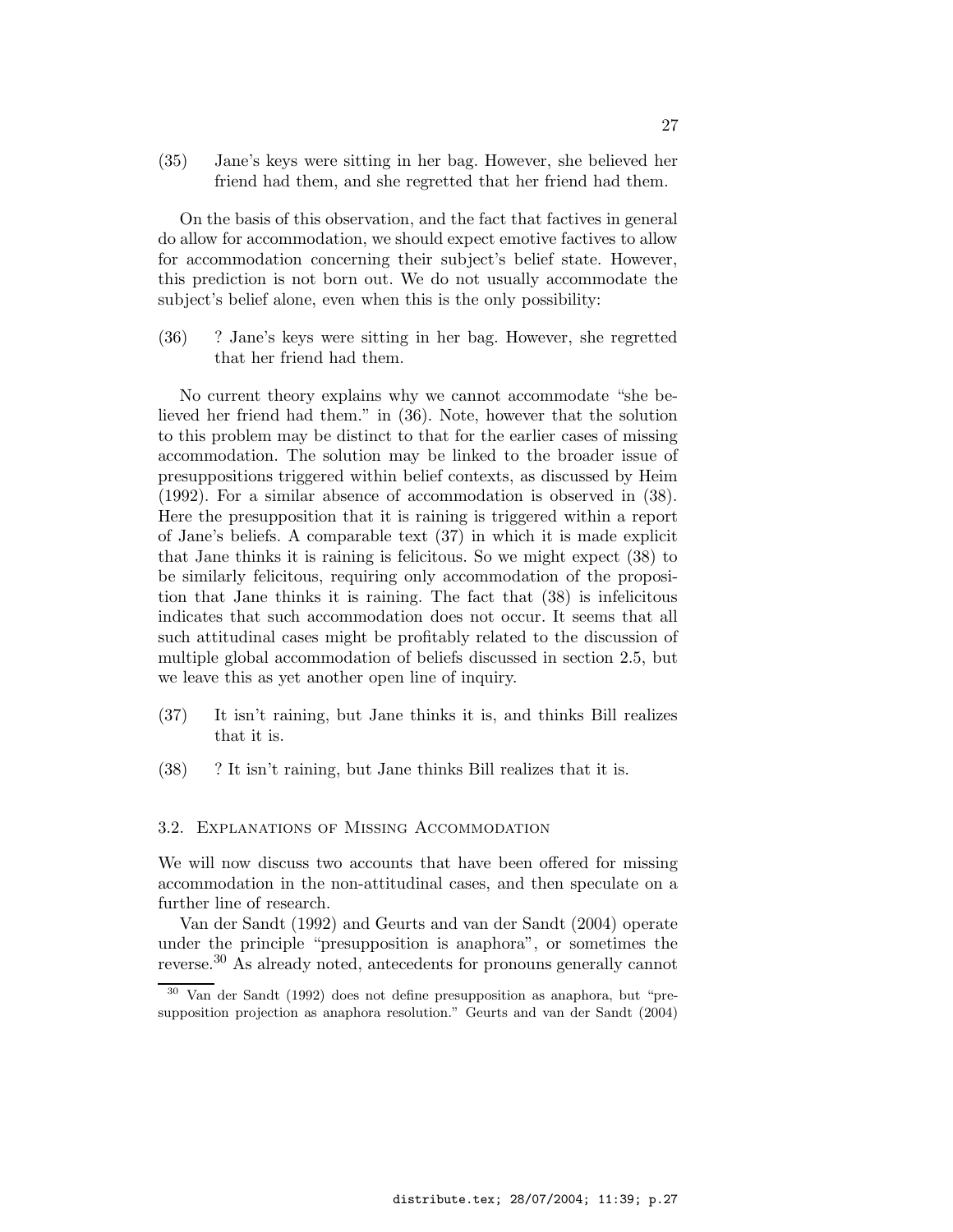(35) Jane's keys were sitting in her bag. However, she believed her friend had them, and she regretted that her friend had them.

On the basis of this observation, and the fact that factives in general do allow for accommodation, we should expect emotive factives to allow for accommodation concerning their subject's belief state. However, this prediction is not born out. We do not usually accommodate the subject's belief alone, even when this is the only possibility:

(36) ? Jane's keys were sitting in her bag. However, she regretted that her friend had them.

No current theory explains why we cannot accommodate "she believed her friend had them." in (36). Note, however that the solution to this problem may be distinct to that for the earlier cases of missing accommodation. The solution may be linked to the broader issue of presuppositions triggered within belief contexts, as discussed by Heim (1992). For a similar absence of accommodation is observed in (38). Here the presupposition that it is raining is triggered within a report of Jane's beliefs. A comparable text (37) in which it is made explicit that Jane thinks it is raining is felicitous. So we might expect (38) to be similarly felicitous, requiring only accommodation of the proposition that Jane thinks it is raining. The fact that (38) is infelicitous indicates that such accommodation does not occur. It seems that all such attitudinal cases might be profitably related to the discussion of multiple global accommodation of beliefs discussed in section 2.5, but we leave this as yet another open line of inquiry.

(37) It isn't raining, but Jane thinks it is, and thinks Bill realizes that it is.

(38) ? It isn't raining, but Jane thinks Bill realizes that it is.

### 3.2. Explanations of Missing Accommodation

We will now discuss two accounts that have been offered for missing accommodation in the non-attitudinal cases, and then speculate on a further line of research.

Van der Sandt (1992) and Geurts and van der Sandt (2004) operate under the principle "presupposition is anaphora", or sometimes the reverse.[30] As already noted, antecedents for pronouns generally cannot

[30] Van der Sandt (1992) does not define presupposition as anaphora, but "presupposition projection as anaphora resolution." Geurts and van der Sandt (2004)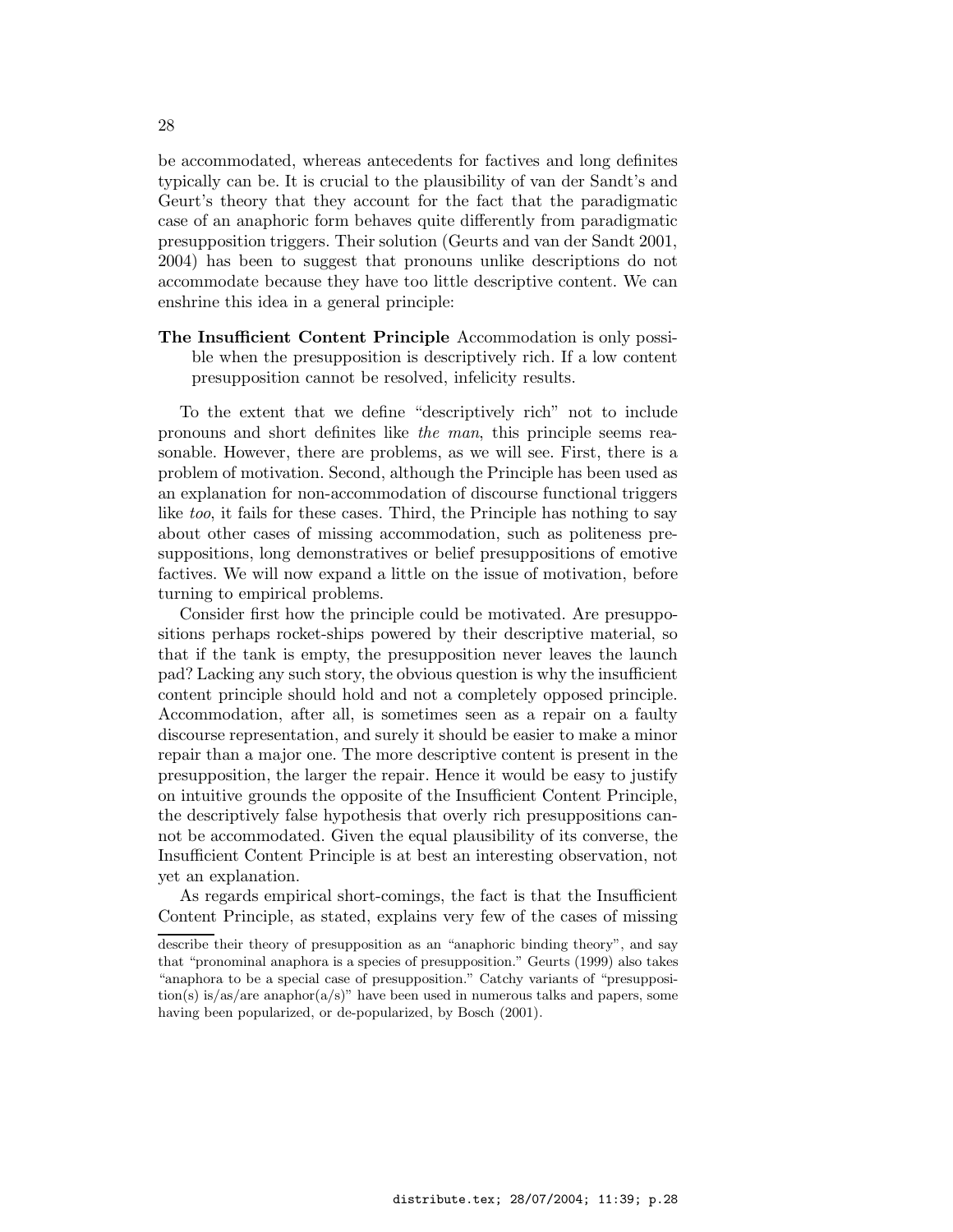be accommodated, whereas antecedents for factives and long definites typically can be. It is crucial to the plausibility of van der Sandt's and Geurt's theory that they account for the fact that the paradigmatic case of an anaphoric form behaves quite differently from paradigmatic presupposition triggers. Their solution (Geurts and van der Sandt 2001, 2004) has been to suggest that pronouns unlike descriptions do not accommodate because they have too little descriptive content. We can enshrine this idea in a general principle:

**The Insufficient Content Principle** Accommodation is only possible when the presupposition is descriptively rich. If a low content presupposition cannot be resolved, infelicity results.

To the extent that we define "descriptively rich" not to include pronouns and short definites like *the man*, this principle seems reasonable. However, there are problems, as we will see. First, there is a problem of motivation. Second, although the Principle has been used as an explanation for non-accommodation of discourse functional triggers like *too*, it fails for these cases. Third, the Principle has nothing to say about other cases of missing accommodation, such as politeness presuppositions, long demonstratives or belief presuppositions of emotive factives. We will now expand a little on the issue of motivation, before turning to empirical problems.

Consider first how the principle could be motivated. Are presuppositions perhaps rocket-ships powered by their descriptive material, so that if the tank is empty, the presupposition never leaves the launch pad? Lacking any such story, the obvious question is why the insufficient content principle should hold and not a completely opposed principle. Accommodation, after all, is sometimes seen as a repair on a faulty discourse representation, and surely it should be easier to make a minor repair than a major one. The more descriptive content is present in the presupposition, the larger the repair. Hence it would be easy to justify on intuitive grounds the opposite of the Insufficient Content Principle, the descriptively false hypothesis that overly rich presuppositions cannot be accommodated. Given the equal plausibility of its converse, the Insufficient Content Principle is at best an interesting observation, not yet an explanation.

As regards empirical short-comings, the fact is that the Insufficient Content Principle, as stated, explains very few of the cases of missing

describe their theory of presupposition as an "anaphoric binding theory", and say that "pronominal anaphora is a species of presupposition." Geurts (1999) also takes "anaphora to be a special case of presupposition." Catchy variants of "presupposition(s) is/as/are anaphor(a/s)" have been used in numerous talks and papers, some having been popularized, or de-popularized, by Bosch (2001).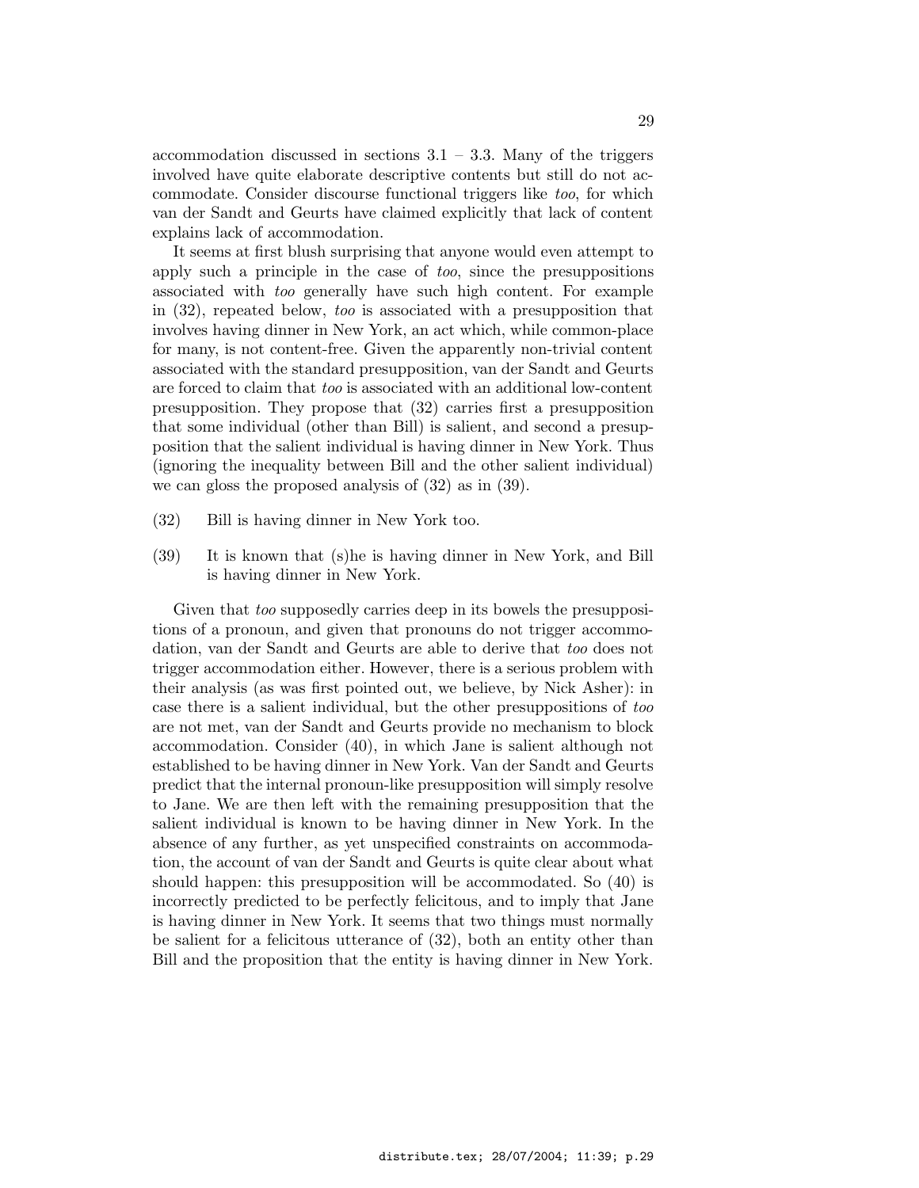accommodation discussed in sections 3.1 – 3.3. Many of the triggers involved have quite elaborate descriptive contents but still do not accommodate. Consider discourse functional triggers like *too*, for which van der Sandt and Geurts have claimed explicitly that lack of content explains lack of accommodation.

It seems at first blush surprising that anyone would even attempt to apply such a principle in the case of *too*, since the presuppositions associated with *too* generally have such high content. For example in (32), repeated below, *too* is associated with a presupposition that involves having dinner in New York, an act which, while common-place for many, is not content-free. Given the apparently non-trivial content associated with the standard presupposition, van der Sandt and Geurts are forced to claim that *too* is associated with an additional low-content presupposition. They propose that (32) carries first a presupposition that some individual (other than Bill) is salient, and second a presupposition that the salient individual is having dinner in New York. Thus (ignoring the inequality between Bill and the other salient individual) we can gloss the proposed analysis of (32) as in (39).

(32) Bill is having dinner in New York too.

(39) It is known that (s)he is having dinner in New York, and Bill is having dinner in New York.

Given that *too* supposedly carries deep in its bowels the presuppositions of a pronoun, and given that pronouns do not trigger accommodation, van der Sandt and Geurts are able to derive that *too* does not trigger accommodation either. However, there is a serious problem with their analysis (as was first pointed out, we believe, by Nick Asher): in case there is a salient individual, but the other presuppositions of *too* are not met, van der Sandt and Geurts provide no mechanism to block accommodation. Consider (40), in which Jane is salient although not established to be having dinner in New York. Van der Sandt and Geurts predict that the internal pronoun-like presupposition will simply resolve to Jane. We are then left with the remaining presupposition that the salient individual is known to be having dinner in New York. In the absence of any further, as yet unspecified constraints on accommodation, the account of van der Sandt and Geurts is quite clear about what should happen: this presupposition will be accommodated. So (40) is incorrectly predicted to be perfectly felicitous, and to imply that Jane is having dinner in New York. It seems that two things must normally be salient for a felicitous utterance of (32), both an entity other than Bill and the proposition that the entity is having dinner in New York.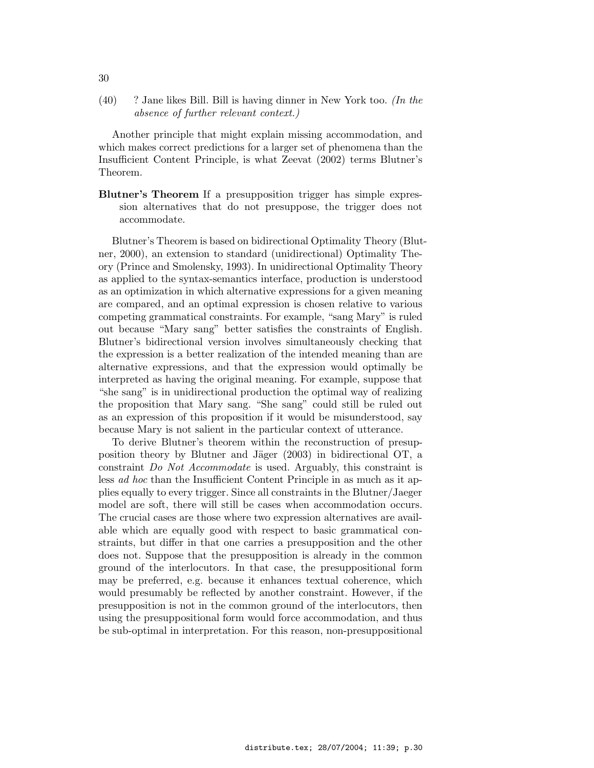(40) ? Jane likes Bill. Bill is having dinner in New York too. *(In the absence of further relevant context.)*

Another principle that might explain missing accommodation, and which makes correct predictions for a larger set of phenomena than the Insufficient Content Principle, is what Zeevat (2002) terms Blutner's Theorem.

**Blutner's Theorem** If a presupposition trigger has simple expression alternatives that do not presuppose, the trigger does not accommodate.

Blutner's Theorem is based on bidirectional Optimality Theory (Blutner, 2000), an extension to standard (unidirectional) Optimality Theory (Prince and Smolensky, 1993). In unidirectional Optimality Theory as applied to the syntax-semantics interface, production is understood as an optimization in which alternative expressions for a given meaning are compared, and an optimal expression is chosen relative to various competing grammatical constraints. For example, "sang Mary" is ruled out because "Mary sang" better satisfies the constraints of English. Blutner's bidirectional version involves simultaneously checking that the expression is a better realization of the intended meaning than are alternative expressions, and that the expression would optimally be interpreted as having the original meaning. For example, suppose that "she sang" is in unidirectional production the optimal way of realizing the proposition that Mary sang. "She sang" could still be ruled out as an expression of this proposition if it would be misunderstood, say because Mary is not salient in the particular context of utterance.

To derive Blutner's theorem within the reconstruction of presupposition theory by Blutner and Jäger (2003) in bidirectional OT, a constraint *Do Not Accommodate* is used. Arguably, this constraint is less *ad hoc* than the Insufficient Content Principle in as much as it applies equally to every trigger. Since all constraints in the Blutner/Jaeger model are soft, there will still be cases when accommodation occurs. The crucial cases are those where two expression alternatives are available which are equally good with respect to basic grammatical constraints, but differ in that one carries a presupposition and the other does not. Suppose that the presupposition is already in the common ground of the interlocutors. In that case, the presuppositional form may be preferred, e.g. because it enhances textual coherence, which would presumably be reflected by another constraint. However, if the presupposition is not in the common ground of the interlocutors, then using the presuppositional form would force accommodation, and thus be sub-optimal in interpretation. For this reason, non-presuppositional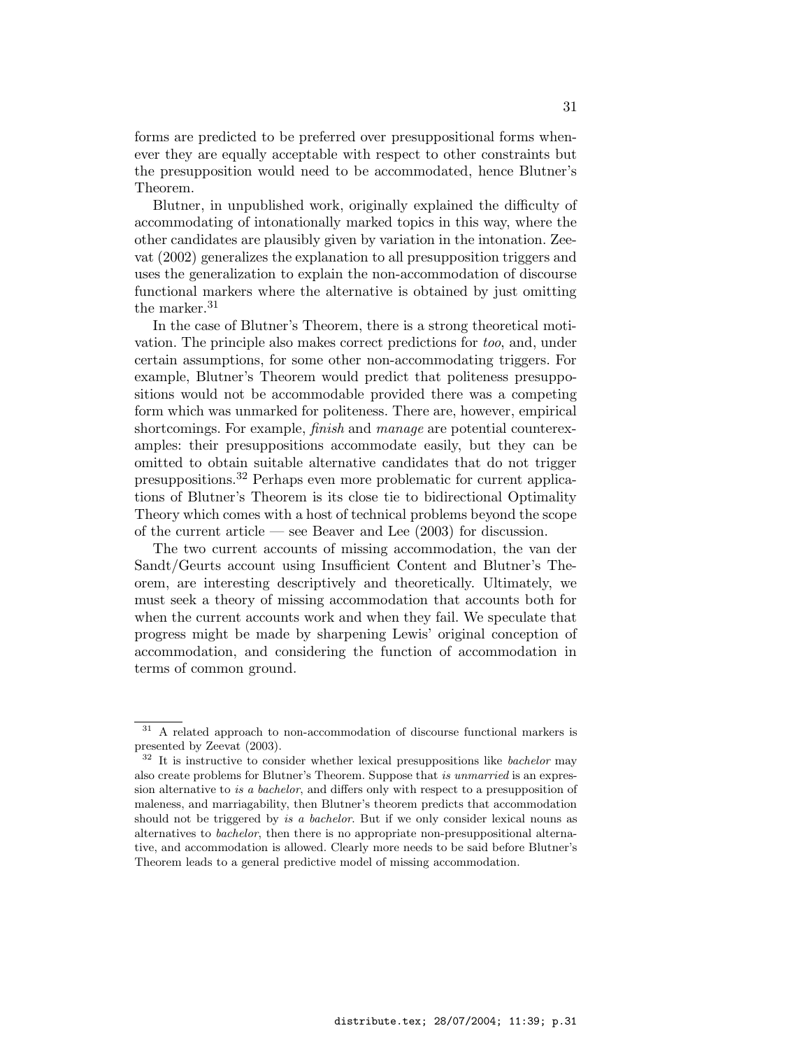forms are predicted to be preferred over presuppositional forms whenever they are equally acceptable with respect to other constraints but the presupposition would need to be accommodated, hence Blutner's Theorem.

Blutner, in unpublished work, originally explained the difficulty of accommodating of intonationally marked topics in this way, where the other candidates are plausibly given by variation in the intonation. Zeevat (2002) generalizes the explanation to all presupposition triggers and uses the generalization to explain the non-accommodation of discourse functional markers where the alternative is obtained by just omitting the marker.[31]

In the case of Blutner's Theorem, there is a strong theoretical motivation. The principle also makes correct predictions for *too*, and, under certain assumptions, for some other non-accommodating triggers. For example, Blutner's Theorem would predict that politeness presuppositions would not be accommodable provided there was a competing form which was unmarked for politeness. There are, however, empirical shortcomings. For example, *finish* and *manage* are potential counterexamples: their presuppositions accommodate easily, but they can be omitted to obtain suitable alternative candidates that do not trigger presuppositions.[32] Perhaps even more problematic for current applications of Blutner's Theorem is its close tie to bidirectional Optimality Theory which comes with a host of technical problems beyond the scope of the current article — see Beaver and Lee (2003) for discussion.

The two current accounts of missing accommodation, the van der Sandt/Geurts account using Insufficient Content and Blutner's Theorem, are interesting descriptively and theoretically. Ultimately, we must seek a theory of missing accommodation that accounts both for when the current accounts work and when they fail. We speculate that progress might be made by sharpening Lewis' original conception of accommodation, and considering the function of accommodation in terms of common ground.

---

[31] A related approach to non-accommodation of discourse functional markers is presented by Zeevat (2003).

[32] It is instructive to consider whether lexical presuppositions like *bachelor* may also create problems for Blutner's Theorem. Suppose that *is unmarried* is an expression alternative to *is a bachelor*, and differs only with respect to a presupposition of maleness, and marriagability, then Blutner's theorem predicts that accommodation should not be triggered by *is a bachelor*. But if we only consider lexical nouns as alternatives to *bachelor*, then there is no appropriate non-presuppositional alternative, and accommodation is allowed. Clearly more needs to be said before Blutner's Theorem leads to a general predictive model of missing accommodation.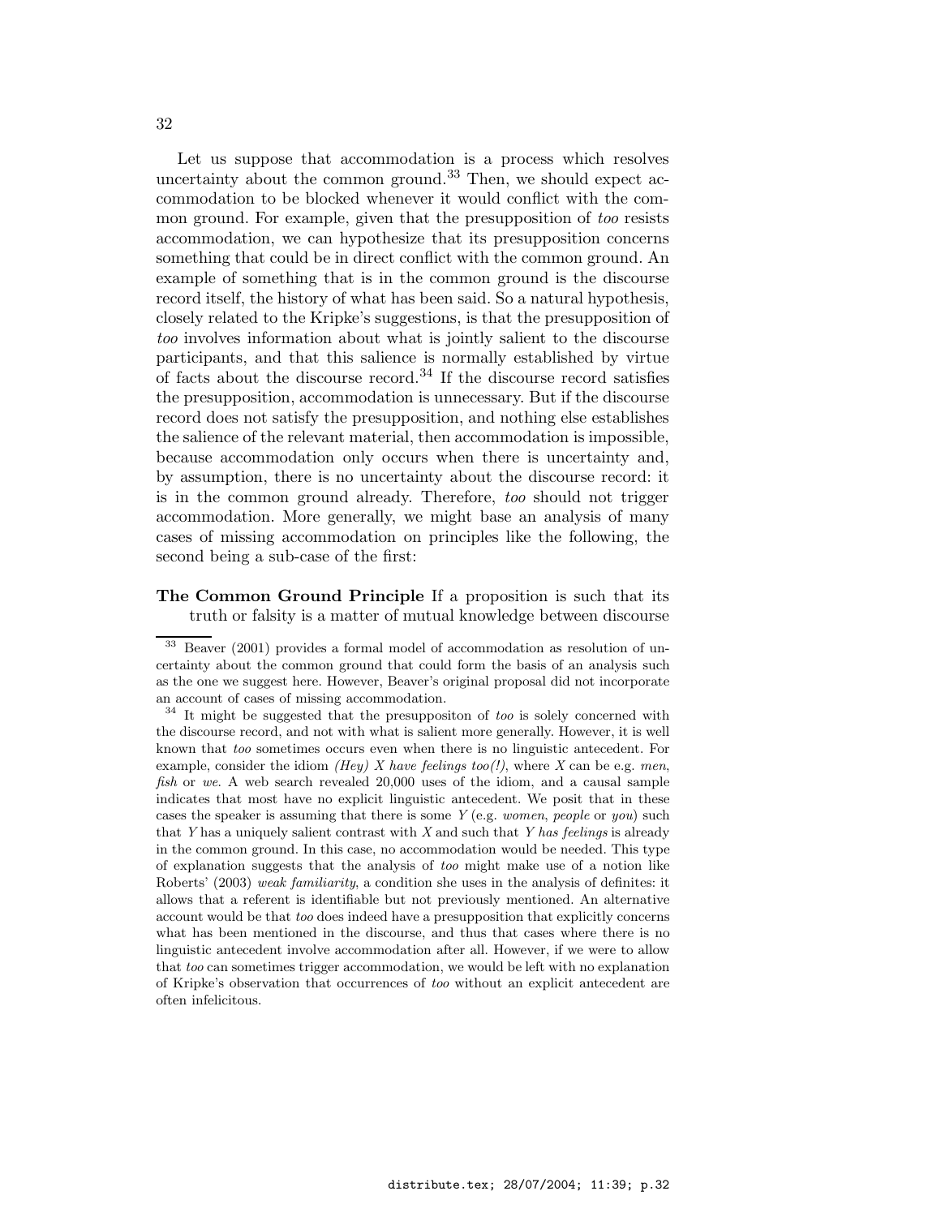Let us suppose that accommodation is a process which resolves uncertainty about the common ground.[33] Then, we should expect accommodation to be blocked whenever it would conflict with the common ground. For example, given that the presupposition of *too* resists accommodation, we can hypothesize that its presupposition concerns something that could be in direct conflict with the common ground. An example of something that is in the common ground is the discourse record itself, the history of what has been said. So a natural hypothesis, closely related to the Kripke's suggestions, is that the presupposition of *too* involves information about what is jointly salient to the discourse participants, and that this salience is normally established by virtue of facts about the discourse record.[34] If the discourse record satisfies the presupposition, accommodation is unnecessary. But if the discourse record does not satisfy the presupposition, and nothing else establishes the salience of the relevant material, then accommodation is impossible, because accommodation only occurs when there is uncertainty and, by assumption, there is no uncertainty about the discourse record: it is in the common ground already. Therefore, *too* should not trigger accommodation. More generally, we might base an analysis of many cases of missing accommodation on principles like the following, the second being a sub-case of the first:

**The Common Ground Principle** If a proposition is such that its truth or falsity is a matter of mutual knowledge between discourse

---

[33] Beaver (2001) provides a formal model of accommodation as resolution of uncertainty about the common ground that could form the basis of an analysis such as the one we suggest here. However, Beaver's original proposal did not incorporate an account of cases of missing accommodation.

[34] It might be suggested that the presuppositon of *too* is solely concerned with the discourse record, and not with what is salient more generally. However, it is well known that *too* sometimes occurs even when there is no linguistic antecedent. For example, consider the idiom *(Hey) X have feelings too(!)*, where *X* can be e.g. *men*, *fish* or *we*. A web search revealed 20,000 uses of the idiom, and a causal sample indicates that most have no explicit linguistic antecedent. We posit that in these cases the speaker is assuming that there is some *Y* (e.g. *women*, *people* or *you*) such that *Y* has a uniquely salient contrast with *X* and such that *Y has feelings* is already in the common ground. In this case, no accommodation would be needed. This type of explanation suggests that the analysis of *too* might make use of a notion like Roberts' (2003) *weak familiarity*, a condition she uses in the analysis of definites: it allows that a referent is identifiable but not previously mentioned. An alternative account would be that *too* does indeed have a presupposition that explicitly concerns what has been mentioned in the discourse, and thus that cases where there is no linguistic antecedent involve accommodation after all. However, if we were to allow that *too* can sometimes trigger accommodation, we would be left with no explanation of Kripke's observation that occurrences of *too* without an explicit antecedent are often infelicitous.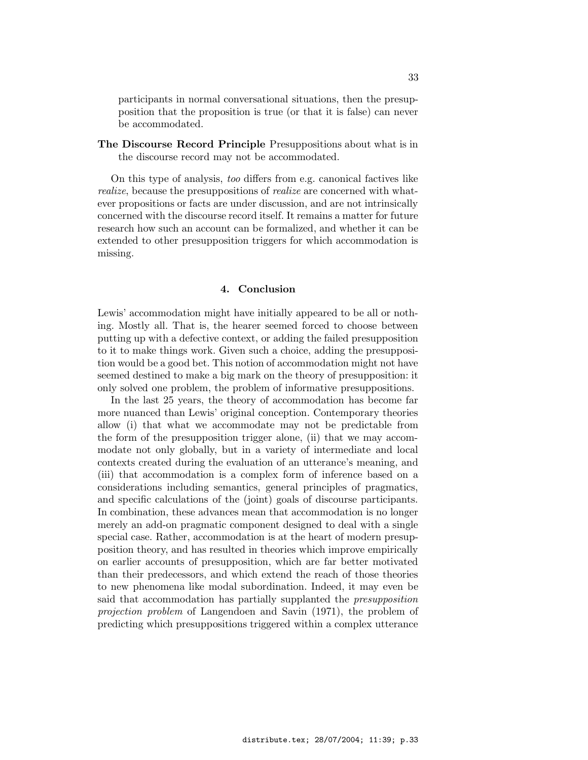participants in normal conversational situations, then the presupposition that the proposition is true (or that it is false) can never be accommodated.

**The Discourse Record Principle** Presuppositions about what is in the discourse record may not be accommodated.

On this type of analysis, *too* differs from e.g. canonical factives like *realize*, because the presuppositions of *realize* are concerned with whatever propositions or facts are under discussion, and are not intrinsically concerned with the discourse record itself. It remains a matter for future research how such an account can be formalized, and whether it can be extended to other presupposition triggers for which accommodation is missing.

## 4. Conclusion

Lewis' accommodation might have initially appeared to be all or nothing. Mostly all. That is, the hearer seemed forced to choose between putting up with a defective context, or adding the failed presupposition to it to make things work. Given such a choice, adding the presupposition would be a good bet. This notion of accommodation might not have seemed destined to make a big mark on the theory of presupposition: it only solved one problem, the problem of informative presuppositions.

In the last 25 years, the theory of accommodation has become far more nuanced than Lewis' original conception. Contemporary theories allow (i) that what we accommodate may not be predictable from the form of the presupposition trigger alone, (ii) that we may accommodate not only globally, but in a variety of intermediate and local contexts created during the evaluation of an utterance's meaning, and (iii) that accommodation is a complex form of inference based on a considerations including semantics, general principles of pragmatics, and specific calculations of the (joint) goals of discourse participants. In combination, these advances mean that accommodation is no longer merely an add-on pragmatic component designed to deal with a single special case. Rather, accommodation is at the heart of modern presupposition theory, and has resulted in theories which improve empirically on earlier accounts of presupposition, which are far better motivated than their predecessors, and which extend the reach of those theories to new phenomena like modal subordination. Indeed, it may even be said that accommodation has partially supplanted the *presupposition projection problem* of Langendoen and Savin (1971), the problem of predicting which presuppositions triggered within a complex utterance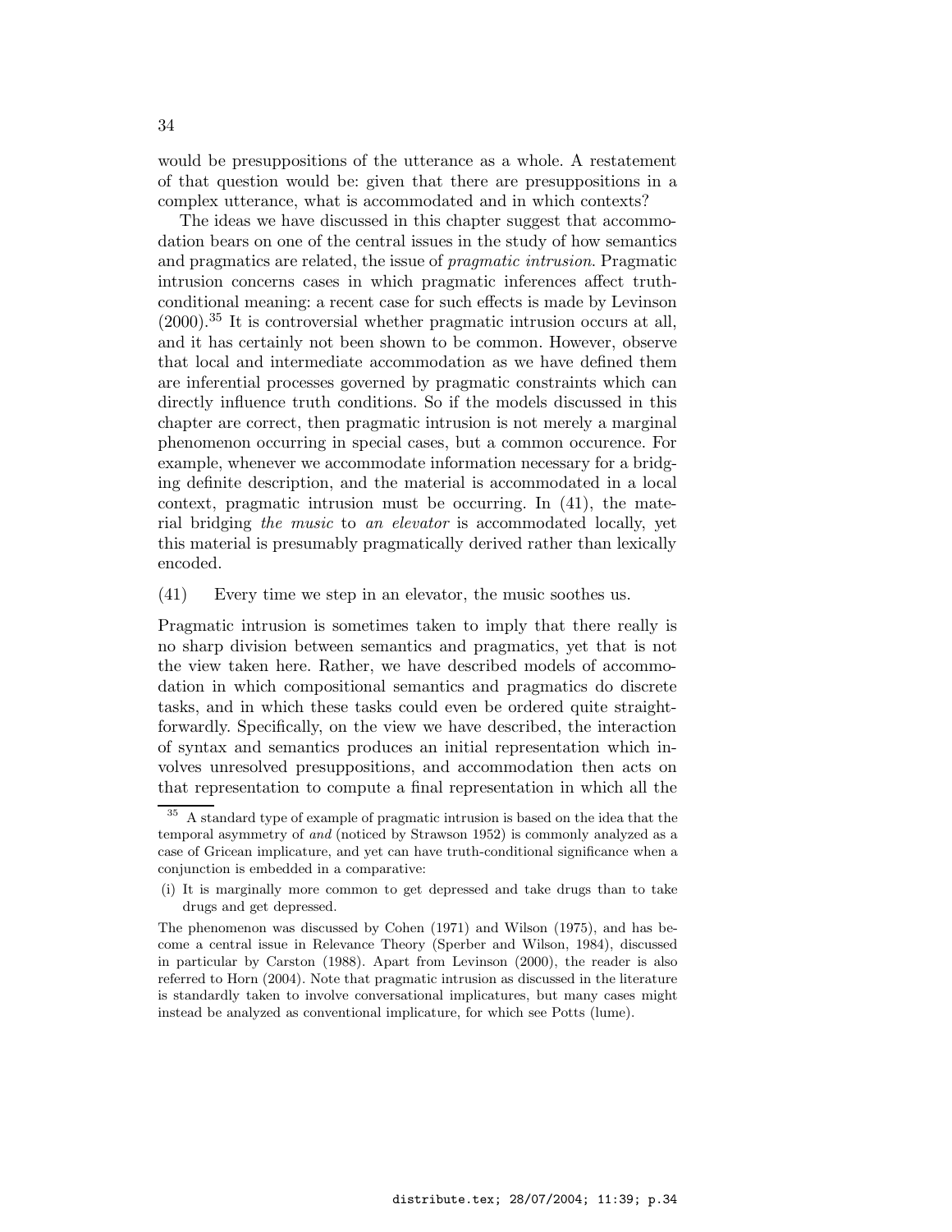would be presuppositions of the utterance as a whole. A restatement of that question would be: given that there are presuppositions in a complex utterance, what is accommodated and in which contexts?

The ideas we have discussed in this chapter suggest that accommodation bears on one of the central issues in the study of how semantics and pragmatics are related, the issue of *pragmatic intrusion*. Pragmatic intrusion concerns cases in which pragmatic inferences affect truth-conditional meaning: a recent case for such effects is made by Levinson (2000).[35] It is controversial whether pragmatic intrusion occurs at all, and it has certainly not been shown to be common. However, observe that local and intermediate accommodation as we have defined them are inferential processes governed by pragmatic constraints which can directly influence truth conditions. So if the models discussed in this chapter are correct, then pragmatic intrusion is not merely a marginal phenomenon occurring in special cases, but a common occurence. For example, whenever we accommodate information necessary for a bridging definite description, and the material is accommodated in a local context, pragmatic intrusion must be occurring. In (41), the material bridging *the music* to *an elevator* is accommodated locally, yet this material is presumably pragmatically derived rather than lexically encoded.

(41) Every time we step in an elevator, the music soothes us.

Pragmatic intrusion is sometimes taken to imply that there really is no sharp division between semantics and pragmatics, yet that is not the view taken here. Rather, we have described models of accommodation in which compositional semantics and pragmatics do discrete tasks, and in which these tasks could even be ordered quite straightforwardly. Specifically, on the view we have described, the interaction of syntax and semantics produces an initial representation which involves unresolved presuppositions, and accommodation then acts on that representation to compute a final representation in which all the

---

[35] A standard type of example of pragmatic intrusion is based on the idea that the temporal asymmetry of *and* (noticed by Strawson 1952) is commonly analyzed as a case of Gricean implicature, and yet can have truth-conditional significance when a conjunction is embedded in a comparative:

(i) It is marginally more common to get depressed and take drugs than to take drugs and get depressed.

The phenomenon was discussed by Cohen (1971) and Wilson (1975), and has become a central issue in Relevance Theory (Sperber and Wilson, 1984), discussed in particular by Carston (1988). Apart from Levinson (2000), the reader is also referred to Horn (2004). Note that pragmatic intrusion as discussed in the literature is standardly taken to involve conversational implicatures, but many cases might instead be analyzed as conventional implicature, for which see Potts (lume).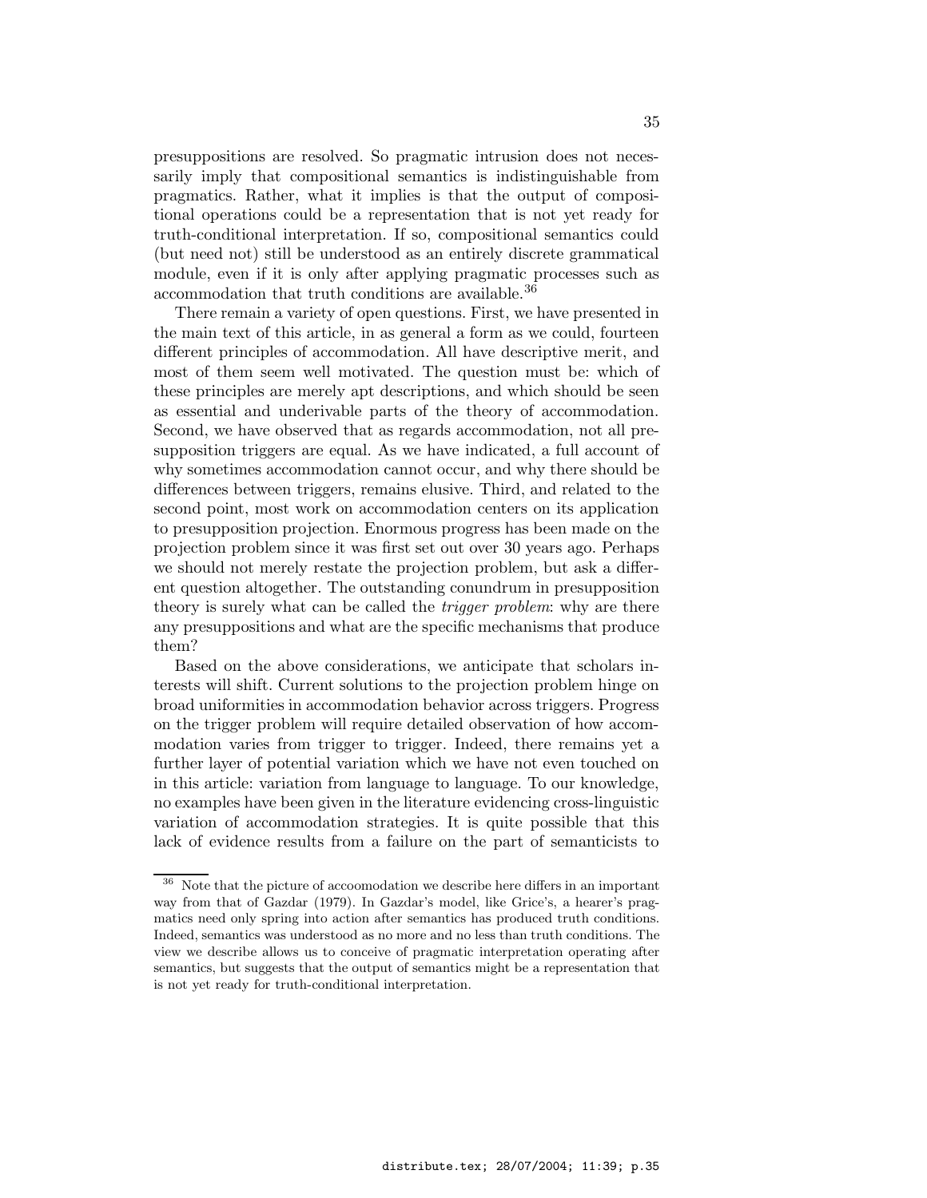presuppositions are resolved. So pragmatic intrusion does not necessarily imply that compositional semantics is indistinguishable from pragmatics. Rather, what it implies is that the output of compositional operations could be a representation that is not yet ready for truth-conditional interpretation. If so, compositional semantics could (but need not) still be understood as an entirely discrete grammatical module, even if it is only after applying pragmatic processes such as accommodation that truth conditions are available.[36]

There remain a variety of open questions. First, we have presented in the main text of this article, in as general a form as we could, fourteen different principles of accommodation. All have descriptive merit, and most of them seem well motivated. The question must be: which of these principles are merely apt descriptions, and which should be seen as essential and underivable parts of the theory of accommodation. Second, we have observed that as regards accommodation, not all presupposition triggers are equal. As we have indicated, a full account of why sometimes accommodation cannot occur, and why there should be differences between triggers, remains elusive. Third, and related to the second point, most work on accommodation centers on its application to presupposition projection. Enormous progress has been made on the projection problem since it was first set out over 30 years ago. Perhaps we should not merely restate the projection problem, but ask a different question altogether. The outstanding conundrum in presupposition theory is surely what can be called the *trigger problem*: why are there any presuppositions and what are the specific mechanisms that produce them?

Based on the above considerations, we anticipate that scholars interests will shift. Current solutions to the projection problem hinge on broad uniformities in accommodation behavior across triggers. Progress on the trigger problem will require detailed observation of how accommodation varies from trigger to trigger. Indeed, there remains yet a further layer of potential variation which we have not even touched on in this article: variation from language to language. To our knowledge, no examples have been given in the literature evidencing cross-linguistic variation of accommodation strategies. It is quite possible that this lack of evidence results from a failure on the part of semanticists to

---

[36] Note that the picture of accoomodation we describe here differs in an important way from that of Gazdar (1979). In Gazdar's model, like Grice's, a hearer's pragmatics need only spring into action after semantics has produced truth conditions. Indeed, semantics was understood as no more and no less than truth conditions. The view we describe allows us to conceive of pragmatic interpretation operating after semantics, but suggests that the output of semantics might be a representation that is not yet ready for truth-conditional interpretation.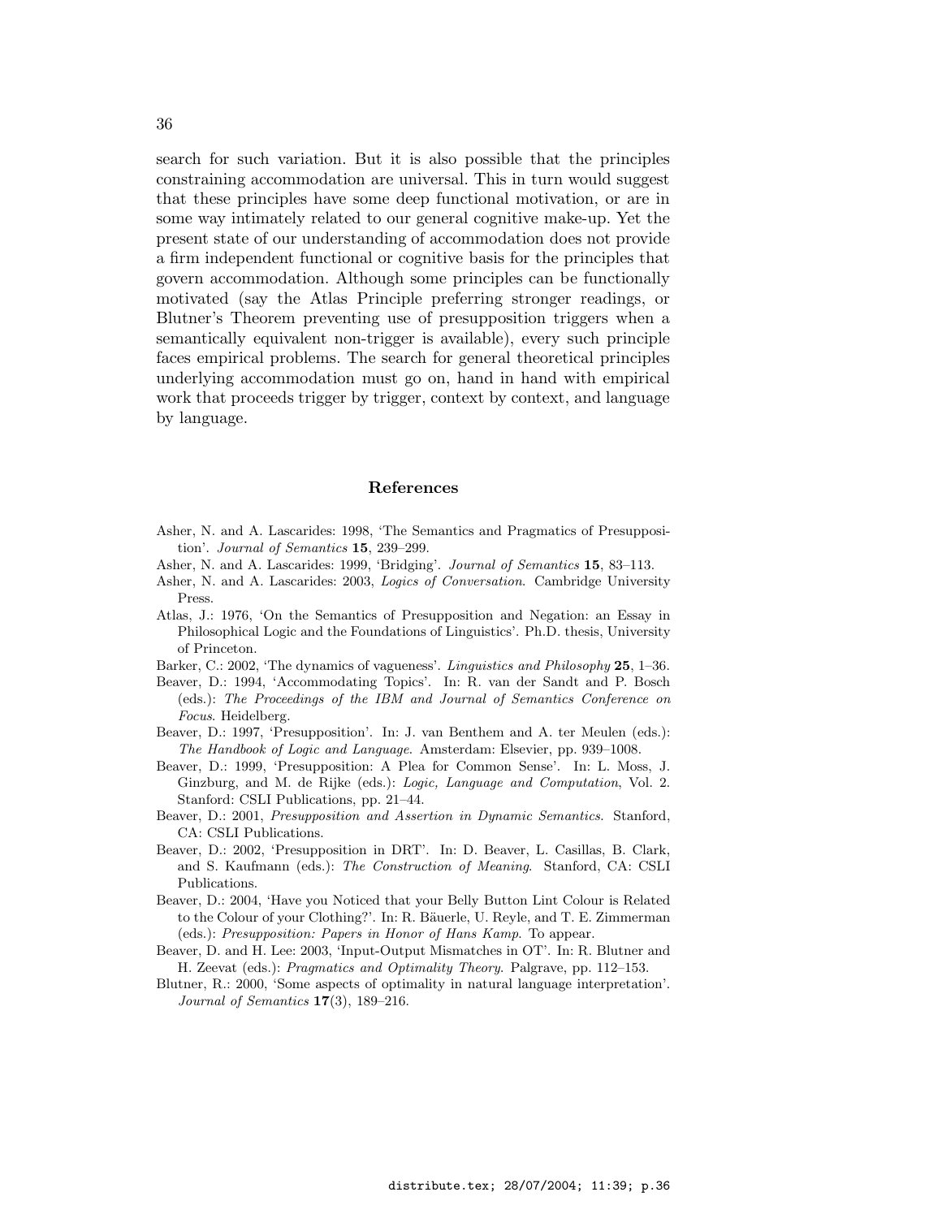search for such variation. But it is also possible that the principles constraining accommodation are universal. This in turn would suggest that these principles have some deep functional motivation, or are in some way intimately related to our general cognitive make-up. Yet the present state of our understanding of accommodation does not provide a firm independent functional or cognitive basis for the principles that govern accommodation. Although some principles can be functionally motivated (say the Atlas Principle preferring stronger readings, or Blutner's Theorem preventing use of presupposition triggers when a semantically equivalent non-trigger is available), every such principle faces empirical problems. The search for general theoretical principles underlying accommodation must go on, hand in hand with empirical work that proceeds trigger by trigger, context by context, and language by language.

## References

Asher, N. and A. Lascarides: 1998, 'The Semantics and Pragmatics of Presupposition'. *Journal of Semantics* **15**, 239–299.

Asher, N. and A. Lascarides: 1999, 'Bridging'. *Journal of Semantics* **15**, 83–113.

Asher, N. and A. Lascarides: 2003, *Logics of Conversation*. Cambridge University Press.

Atlas, J.: 1976, 'On the Semantics of Presupposition and Negation: an Essay in Philosophical Logic and the Foundations of Linguistics'. Ph.D. thesis, University of Princeton.

Barker, C.: 2002, 'The dynamics of vagueness'. *Linguistics and Philosophy* **25**, 1–36.

Beaver, D.: 1994, 'Accommodating Topics'. In: R. van der Sandt and P. Bosch (eds.): *The Proceedings of the IBM and Journal of Semantics Conference on Focus*. Heidelberg.

Beaver, D.: 1997, 'Presupposition'. In: J. van Benthem and A. ter Meulen (eds.): *The Handbook of Logic and Language*. Amsterdam: Elsevier, pp. 939–1008.

Beaver, D.: 1999, 'Presupposition: A Plea for Common Sense'. In: L. Moss, J. Ginzburg, and M. de Rijke (eds.): *Logic, Language and Computation*, Vol. 2. Stanford: CSLI Publications, pp. 21–44.

Beaver, D.: 2001, *Presupposition and Assertion in Dynamic Semantics*. Stanford, CA: CSLI Publications.

Beaver, D.: 2002, 'Presupposition in DRT'. In: D. Beaver, L. Casillas, B. Clark, and S. Kaufmann (eds.): *The Construction of Meaning*. Stanford, CA: CSLI Publications.

Beaver, D.: 2004, 'Have you Noticed that your Belly Button Lint Colour is Related to the Colour of your Clothing?'. In: R. Bäuerle, U. Reyle, and T. E. Zimmerman (eds.): *Presupposition: Papers in Honor of Hans Kamp*. To appear.

Beaver, D. and H. Lee: 2003, 'Input-Output Mismatches in OT'. In: R. Blutner and H. Zeevat (eds.): *Pragmatics and Optimality Theory*. Palgrave, pp. 112–153.

Blutner, R.: 2000, 'Some aspects of optimality in natural language interpretation'. *Journal of Semantics* **17**(3), 189–216.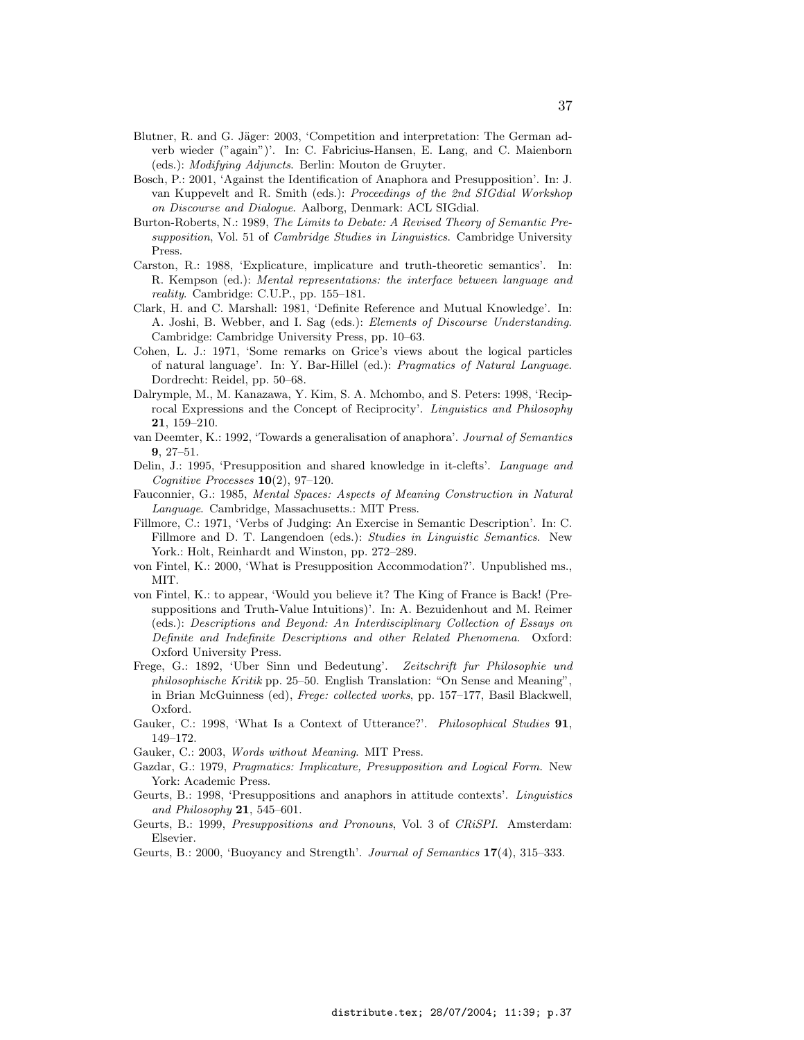Blutner, R. and G. Jäger: 2003, 'Competition and interpretation: The German adverb wieder ("again")'. In: C. Fabricius-Hansen, E. Lang, and C. Maienborn (eds.): *Modifying Adjuncts*. Berlin: Mouton de Gruyter.

Bosch, P.: 2001, 'Against the Identification of Anaphora and Presupposition'. In: J. van Kuppevelt and R. Smith (eds.): *Proceedings of the 2nd SIGdial Workshop on Discourse and Dialogue*. Aalborg, Denmark: ACL SIGdial.

Burton-Roberts, N.: 1989, *The Limits to Debate: A Revised Theory of Semantic Presupposition*, Vol. 51 of *Cambridge Studies in Linguistics*. Cambridge University Press.

Carston, R.: 1988, 'Explicature, implicature and truth-theoretic semantics'. In: R. Kempson (ed.): *Mental representations: the interface between language and reality*. Cambridge: C.U.P., pp. 155–181.

Clark, H. and C. Marshall: 1981, 'Definite Reference and Mutual Knowledge'. In: A. Joshi, B. Webber, and I. Sag (eds.): *Elements of Discourse Understanding*. Cambridge: Cambridge University Press, pp. 10–63.

Cohen, L. J.: 1971, 'Some remarks on Grice's views about the logical particles of natural language'. In: Y. Bar-Hillel (ed.): *Pragmatics of Natural Language*. Dordrecht: Reidel, pp. 50–68.

Dalrymple, M., M. Kanazawa, Y. Kim, S. A. Mchombo, and S. Peters: 1998, 'Reciprocal Expressions and the Concept of Reciprocity'. *Linguistics and Philosophy* **21**, 159–210.

van Deemter, K.: 1992, 'Towards a generalisation of anaphora'. *Journal of Semantics* **9**, 27–51.

Delin, J.: 1995, 'Presupposition and shared knowledge in it-clefts'. *Language and Cognitive Processes* **10**(2), 97–120.

Fauconnier, G.: 1985, *Mental Spaces: Aspects of Meaning Construction in Natural Language*. Cambridge, Massachusetts.: MIT Press.

Fillmore, C.: 1971, 'Verbs of Judging: An Exercise in Semantic Description'. In: C. Fillmore and D. T. Langendoen (eds.): *Studies in Linguistic Semantics*. New York.: Holt, Reinhardt and Winston, pp. 272–289.

von Fintel, K.: 2000, 'What is Presupposition Accommodation?'. Unpublished ms., MIT.

von Fintel, K.: to appear, 'Would you believe it? The King of France is Back! (Presuppositions and Truth-Value Intuitions)'. In: A. Bezuidenhout and M. Reimer (eds.): *Descriptions and Beyond: An Interdisciplinary Collection of Essays on Definite and Indefinite Descriptions and other Related Phenomena*. Oxford: Oxford University Press.

Frege, G.: 1892, 'Uber Sinn und Bedeutung'. *Zeitschrift fur Philosophie und philosophische Kritik* pp. 25–50. English Translation: "On Sense and Meaning", in Brian McGuinness (ed), *Frege: collected works*, pp. 157–177, Basil Blackwell, Oxford.

Gauker, C.: 1998, 'What Is a Context of Utterance?'. *Philosophical Studies* **91**, 149–172.

Gauker, C.: 2003, *Words without Meaning*. MIT Press.

Gazdar, G.: 1979, *Pragmatics: Implicature, Presupposition and Logical Form*. New York: Academic Press.

Geurts, B.: 1998, 'Presuppositions and anaphors in attitude contexts'. *Linguistics and Philosophy* **21**, 545–601.

Geurts, B.: 1999, *Presuppositions and Pronouns*, Vol. 3 of *CRiSPI*. Amsterdam: Elsevier.

Geurts, B.: 2000, 'Buoyancy and Strength'. *Journal of Semantics* **17**(4), 315–333.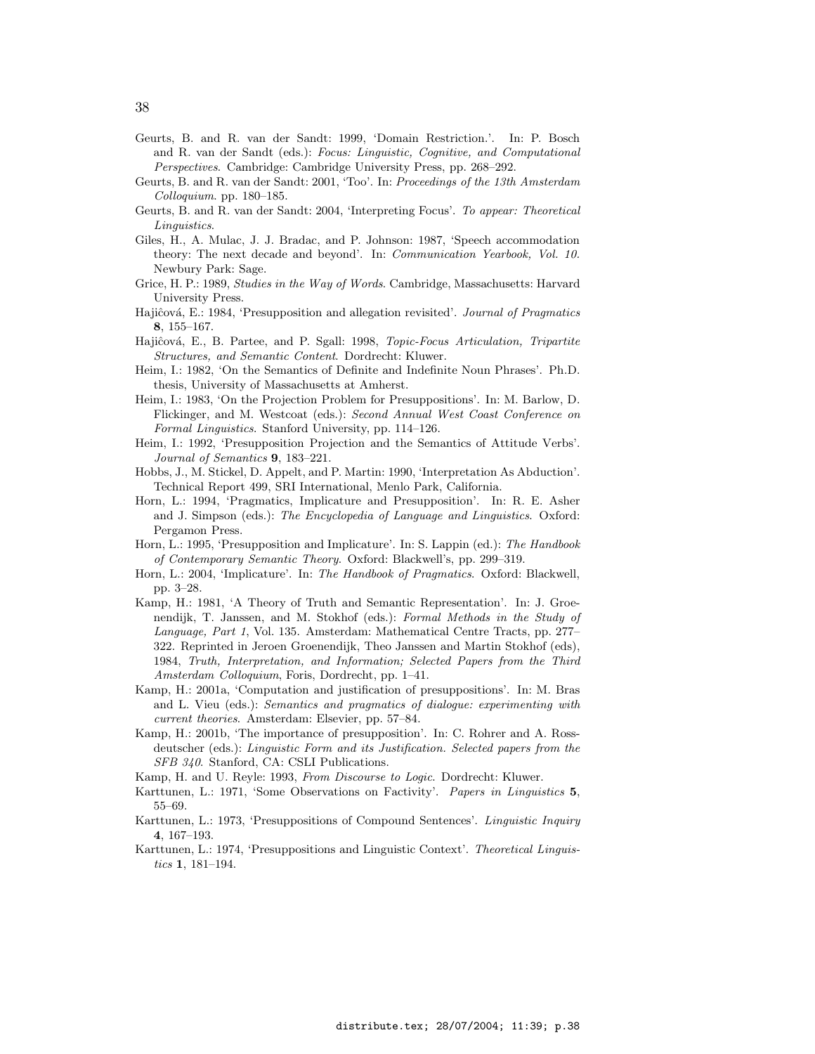- Geurts, B. and R. van der Sandt: 1999, 'Domain Restriction.'. In: P. Bosch and R. van der Sandt (eds.): *Focus: Linguistic, Cognitive, and Computational Perspectives*. Cambridge: Cambridge University Press, pp. 268–292.
- Geurts, B. and R. van der Sandt: 2001, 'Too'. In: *Proceedings of the 13th Amsterdam Colloquium*. pp. 180–185.
- Geurts, B. and R. van der Sandt: 2004, 'Interpreting Focus'. *To appear: Theoretical Linguistics*.
- Giles, H., A. Mulac, J. J. Bradac, and P. Johnson: 1987, 'Speech accommodation theory: The next decade and beyond'. In: *Communication Yearbook, Vol. 10.* Newbury Park: Sage.
- Grice, H. P.: 1989, *Studies in the Way of Words*. Cambridge, Massachusetts: Harvard University Press.
- Hajiĉová, E.: 1984, 'Presupposition and allegation revisited'. *Journal of Pragmatics* **8**, 155–167.
- Hajiĉová, E., B. Partee, and P. Sgall: 1998, *Topic-Focus Articulation, Tripartite Structures, and Semantic Content*. Dordrecht: Kluwer.
- Heim, I.: 1982, 'On the Semantics of Definite and Indefinite Noun Phrases'. Ph.D. thesis, University of Massachusetts at Amherst.
- Heim, I.: 1983, 'On the Projection Problem for Presuppositions'. In: M. Barlow, D. Flickinger, and M. Westcoat (eds.): *Second Annual West Coast Conference on Formal Linguistics*. Stanford University, pp. 114–126.
- Heim, I.: 1992, 'Presupposition Projection and the Semantics of Attitude Verbs'. *Journal of Semantics* **9**, 183–221.
- Hobbs, J., M. Stickel, D. Appelt, and P. Martin: 1990, 'Interpretation As Abduction'. Technical Report 499, SRI International, Menlo Park, California.
- Horn, L.: 1994, 'Pragmatics, Implicature and Presupposition'. In: R. E. Asher and J. Simpson (eds.): *The Encyclopedia of Language and Linguistics*. Oxford: Pergamon Press.
- Horn, L.: 1995, 'Presupposition and Implicature'. In: S. Lappin (ed.): *The Handbook of Contemporary Semantic Theory*. Oxford: Blackwell's, pp. 299–319.
- Horn, L.: 2004, 'Implicature'. In: *The Handbook of Pragmatics*. Oxford: Blackwell, pp. 3–28.
- Kamp, H.: 1981, 'A Theory of Truth and Semantic Representation'. In: J. Groenendijk, T. Janssen, and M. Stokhof (eds.): *Formal Methods in the Study of Language, Part 1*, Vol. 135. Amsterdam: Mathematical Centre Tracts, pp. 277–322. Reprinted in Jeroen Groenendijk, Theo Janssen and Martin Stokhof (eds), 1984, *Truth, Interpretation, and Information; Selected Papers from the Third Amsterdam Colloquium*, Foris, Dordrecht, pp. 1–41.
- Kamp, H.: 2001a, 'Computation and justification of presuppositions'. In: M. Bras and L. Vieu (eds.): *Semantics and pragmatics of dialogue: experimenting with current theories*. Amsterdam: Elsevier, pp. 57–84.
- Kamp, H.: 2001b, 'The importance of presupposition'. In: C. Rohrer and A. Rossdeutscher (eds.): *Linguistic Form and its Justification. Selected papers from the SFB 340*. Stanford, CA: CSLI Publications.
- Kamp, H. and U. Reyle: 1993, *From Discourse to Logic*. Dordrecht: Kluwer.
- Karttunen, L.: 1971, 'Some Observations on Factivity'. *Papers in Linguistics* **5**, 55–69.
- Karttunen, L.: 1973, 'Presuppositions of Compound Sentences'. *Linguistic Inquiry* **4**, 167–193.
- Karttunen, L.: 1974, 'Presuppositions and Linguistic Context'. *Theoretical Linguistics* **1**, 181–194.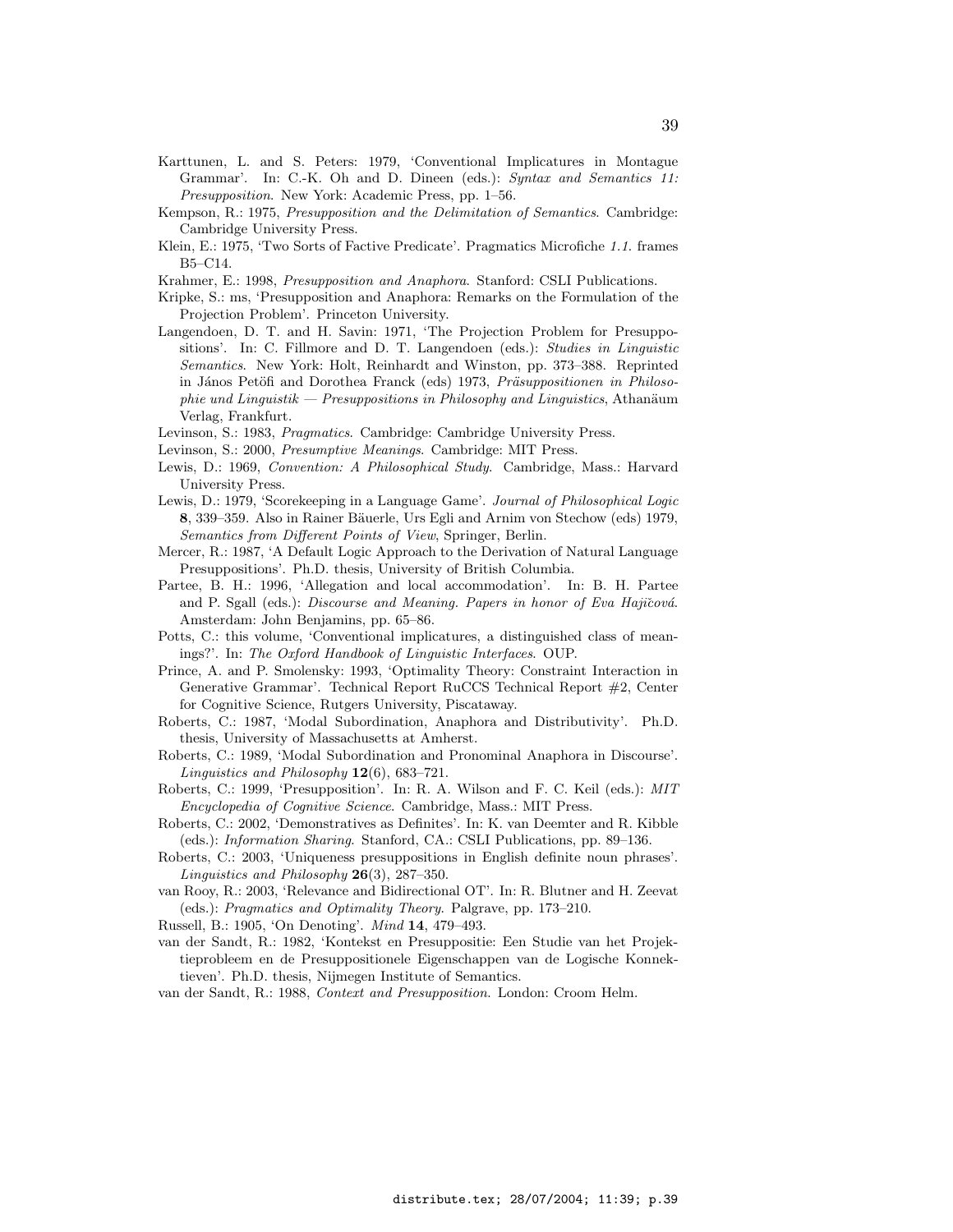Karttunen, L. and S. Peters: 1979, 'Conventional Implicatures in Montague Grammar'. In: C.-K. Oh and D. Dineen (eds.): *Syntax and Semantics 11: Presupposition*. New York: Academic Press, pp. 1–56.

Kempson, R.: 1975, *Presupposition and the Delimitation of Semantics*. Cambridge: Cambridge University Press.

Klein, E.: 1975, 'Two Sorts of Factive Predicate'. Pragmatics Microfiche *1.1.* frames B5–C14.

Krahmer, E.: 1998, *Presupposition and Anaphora*. Stanford: CSLI Publications.

Kripke, S.: ms, 'Presupposition and Anaphora: Remarks on the Formulation of the Projection Problem'. Princeton University.

Langendoen, D. T. and H. Savin: 1971, 'The Projection Problem for Presuppositions'. In: C. Fillmore and D. T. Langendoen (eds.): *Studies in Linguistic Semantics*. New York: Holt, Reinhardt and Winston, pp. 373–388. Reprinted in János Petöfi and Dorothea Franck (eds) 1973, *Präsuppositionen in Philosophie und Linguistik — Presuppositions in Philosophy and Linguistics*, Athanäum Verlag, Frankfurt.

Levinson, S.: 1983, *Pragmatics*. Cambridge: Cambridge University Press.

Levinson, S.: 2000, *Presumptive Meanings*. Cambridge: MIT Press.

Lewis, D.: 1969, *Convention: A Philosophical Study*. Cambridge, Mass.: Harvard University Press.

Lewis, D.: 1979, 'Scorekeeping in a Language Game'. *Journal of Philosophical Logic* **8**, 339–359. Also in Rainer Bäuerle, Urs Egli and Arnim von Stechow (eds) 1979, *Semantics from Different Points of View*, Springer, Berlin.

Mercer, R.: 1987, 'A Default Logic Approach to the Derivation of Natural Language Presuppositions'. Ph.D. thesis, University of British Columbia.

Partee, B. H.: 1996, 'Allegation and local accommodation'. In: B. H. Partee and P. Sgall (eds.): *Discourse and Meaning. Papers in honor of Eva Hajičová*. Amsterdam: John Benjamins, pp. 65–86.

Potts, C.: this volume, 'Conventional implicatures, a distinguished class of meanings?'. In: *The Oxford Handbook of Linguistic Interfaces*. OUP.

Prince, A. and P. Smolensky: 1993, 'Optimality Theory: Constraint Interaction in Generative Grammar'. Technical Report RuCCS Technical Report #2, Center for Cognitive Science, Rutgers University, Piscataway.

Roberts, C.: 1987, 'Modal Subordination, Anaphora and Distributivity'. Ph.D. thesis, University of Massachusetts at Amherst.

Roberts, C.: 1989, 'Modal Subordination and Pronominal Anaphora in Discourse'. *Linguistics and Philosophy* **12**(6), 683–721.

Roberts, C.: 1999, 'Presupposition'. In: R. A. Wilson and F. C. Keil (eds.): *MIT Encyclopedia of Cognitive Science*. Cambridge, Mass.: MIT Press.

Roberts, C.: 2002, 'Demonstratives as Definites'. In: K. van Deemter and R. Kibble (eds.): *Information Sharing*. Stanford, CA.: CSLI Publications, pp. 89–136.

Roberts, C.: 2003, 'Uniqueness presuppositions in English definite noun phrases'. *Linguistics and Philosophy* **26**(3), 287–350.

van Rooy, R.: 2003, 'Relevance and Bidirectional OT'. In: R. Blutner and H. Zeevat (eds.): *Pragmatics and Optimality Theory*. Palgrave, pp. 173–210.

Russell, B.: 1905, 'On Denoting'. *Mind* **14**, 479–493.

van der Sandt, R.: 1982, 'Kontekst en Presuppositie: Een Studie van het Projektieprobleem en de Presuppositionele Eigenschappen van de Logische Konnektieven'. Ph.D. thesis, Nijmegen Institute of Semantics.

van der Sandt, R.: 1988, *Context and Presupposition*. London: Croom Helm.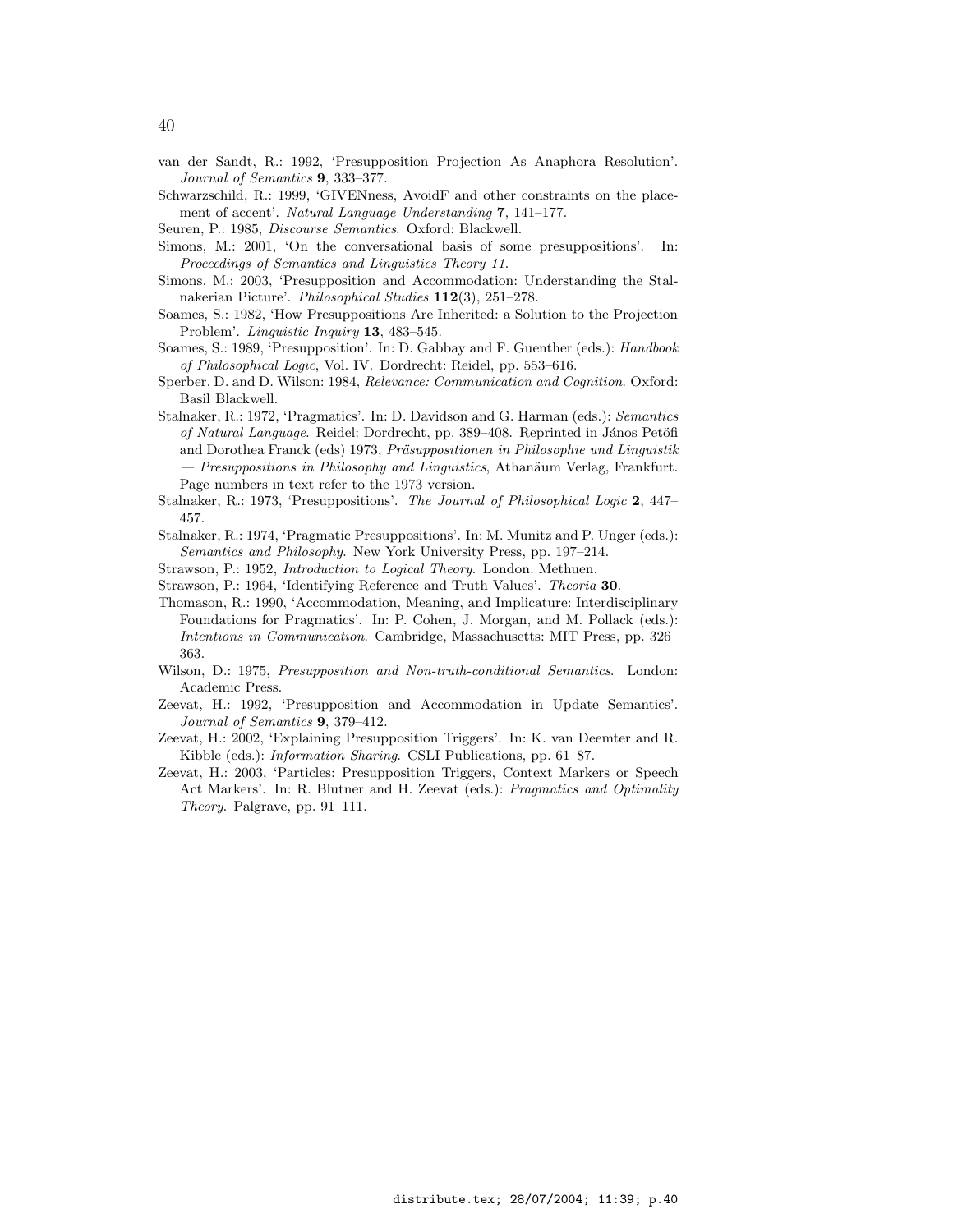van der Sandt, R.: 1992, 'Presupposition Projection As Anaphora Resolution'. *Journal of Semantics* **9**, 333–377.

Schwarzschild, R.: 1999, 'GIVENness, AvoidF and other constraints on the placement of accent'. *Natural Language Understanding* **7**, 141–177.

Seuren, P.: 1985, *Discourse Semantics*. Oxford: Blackwell.

Simons, M.: 2001, 'On the conversational basis of some presuppositions'. In: *Proceedings of Semantics and Linguistics Theory 11*.

Simons, M.: 2003, 'Presupposition and Accommodation: Understanding the Stalnakerian Picture'. *Philosophical Studies* **112**(3), 251–278.

Soames, S.: 1982, 'How Presuppositions Are Inherited: a Solution to the Projection Problem'. *Linguistic Inquiry* **13**, 483–545.

Soames, S.: 1989, 'Presupposition'. In: D. Gabbay and F. Guenther (eds.): *Handbook of Philosophical Logic*, Vol. IV. Dordrecht: Reidel, pp. 553–616.

Sperber, D. and D. Wilson: 1984, *Relevance: Communication and Cognition*. Oxford: Basil Blackwell.

Stalnaker, R.: 1972, 'Pragmatics'. In: D. Davidson and G. Harman (eds.): *Semantics of Natural Language*. Reidel: Dordrecht, pp. 389–408. Reprinted in János Petöfi and Dorothea Franck (eds) 1973, *Präsuppositionen in Philosophie und Linguistik — Presuppositions in Philosophy and Linguistics*, Athanäum Verlag, Frankfurt. Page numbers in text refer to the 1973 version.

Stalnaker, R.: 1973, 'Presuppositions'. *The Journal of Philosophical Logic* **2**, 447–457.

Stalnaker, R.: 1974, 'Pragmatic Presuppositions'. In: M. Munitz and P. Unger (eds.): *Semantics and Philosophy*. New York University Press, pp. 197–214.

Strawson, P.: 1952, *Introduction to Logical Theory*. London: Methuen.

Strawson, P.: 1964, 'Identifying Reference and Truth Values'. *Theoria* **30**.

Thomason, R.: 1990, 'Accommodation, Meaning, and Implicature: Interdisciplinary Foundations for Pragmatics'. In: P. Cohen, J. Morgan, and M. Pollack (eds.): *Intentions in Communication*. Cambridge, Massachusetts: MIT Press, pp. 326–363.

Wilson, D.: 1975, *Presupposition and Non-truth-conditional Semantics*. London: Academic Press.

Zeevat, H.: 1992, 'Presupposition and Accommodation in Update Semantics'. *Journal of Semantics* **9**, 379–412.

Zeevat, H.: 2002, 'Explaining Presupposition Triggers'. In: K. van Deemter and R. Kibble (eds.): *Information Sharing*. CSLI Publications, pp. 61–87.

Zeevat, H.: 2003, 'Particles: Presupposition Triggers, Context Markers or Speech Act Markers'. In: R. Blutner and H. Zeevat (eds.): *Pragmatics and Optimality Theory*. Palgrave, pp. 91–111.